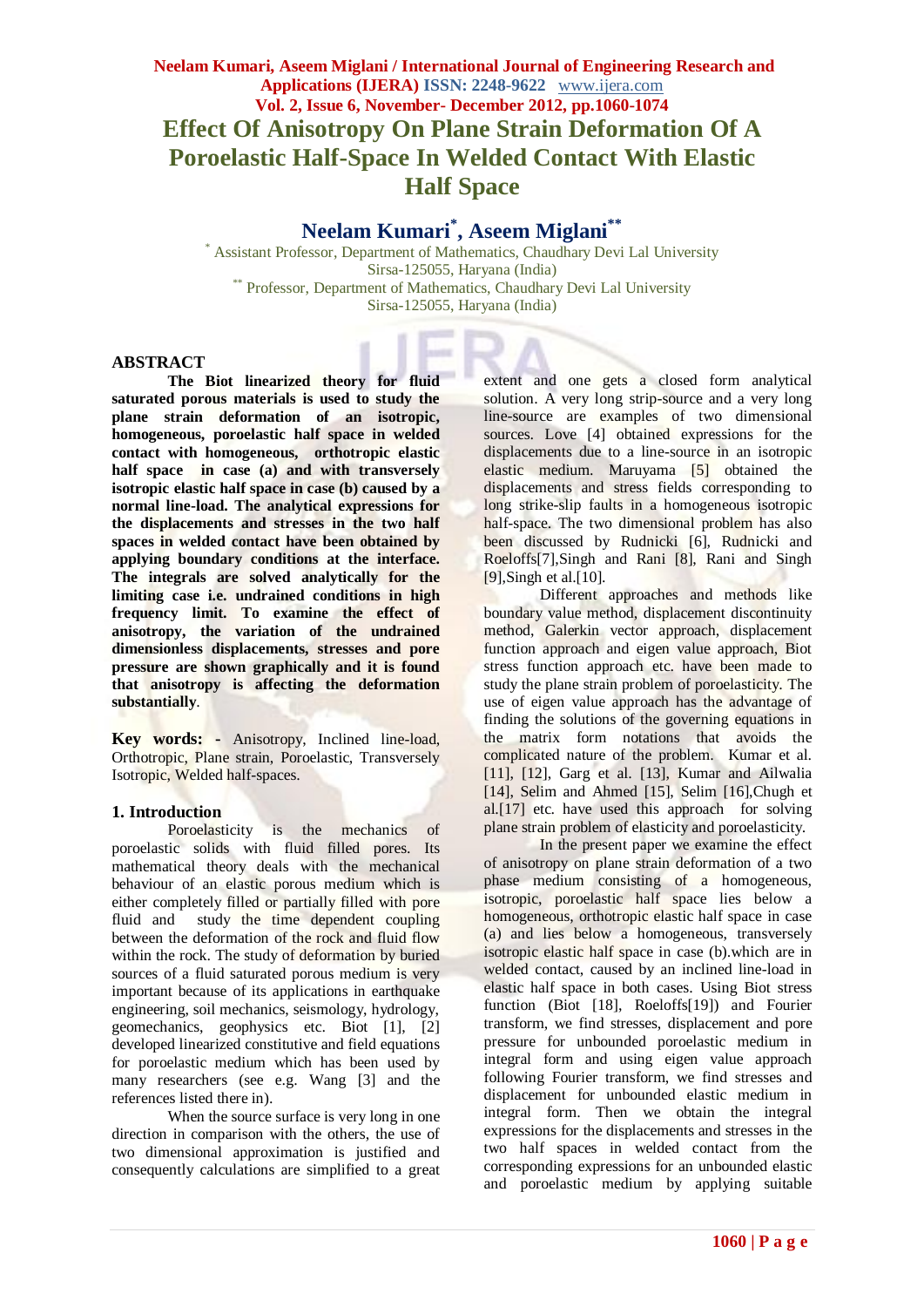# Effect Of Anisotropy On Plane Strain Deformation Of A Poroelastic Half-Space In Welded Contact With Elastic Half Space

## Neelam Kumari[*], Aseem Miglani[**]

[*] Assistant Professor, Department of Mathematics, Chaudhary Devi Lal University Sirsa-125055, Haryana (India)

[**] Professor, Department of Mathematics, Chaudhary Devi Lal University Sirsa-125055, Haryana (India)

## ABSTRACT

**The Biot linearized theory for fluid saturated porous materials is used to study the plane strain deformation of an isotropic, homogeneous, poroelastic half space in welded contact with homogeneous, orthotropic elastic half space in case (a) and with transversely isotropic elastic half space in case (b) caused by a normal line-load. The analytical expressions for the displacements and stresses in the two half spaces in welded contact have been obtained by applying boundary conditions at the interface. The integrals are solved analytically for the limiting case i.e. undrained conditions in high frequency limit. To examine the effect of anisotropy, the variation of the undrained dimensionless displacements, stresses and pore pressure are shown graphically and it is found that anisotropy is affecting the deformation substantially**.

**Key words: -** Anisotropy, Inclined line-load, Orthotropic, Plane strain, Poroelastic, Transversely Isotropic, Welded half-spaces.

## 1. Introduction

Poroelasticity is the mechanics of poroelastic solids with fluid filled pores. Its mathematical theory deals with the mechanical behaviour of an elastic porous medium which is either completely filled or partially filled with pore fluid and study the time dependent coupling between the deformation of the rock and fluid flow within the rock. The study of deformation by buried sources of a fluid saturated porous medium is very important because of its applications in earthquake engineering, soil mechanics, seismology, hydrology, geomechanics, geophysics etc. Biot [1], [2] developed linearized constitutive and field equations for poroelastic medium which has been used by many researchers (see e.g. Wang [3] and the references listed there in).

When the source surface is very long in one direction in comparison with the others, the use of two dimensional approximation is justified and consequently calculations are simplified to a great extent and one gets a closed form analytical solution. A very long strip-source and a very long line-source are examples of two dimensional sources. Love [4] obtained expressions for the displacements due to a line-source in an isotropic elastic medium. Maruyama [5] obtained the displacements and stress fields corresponding to long strike-slip faults in a homogeneous isotropic half-space. The two dimensional problem has also been discussed by Rudnicki [6], Rudnicki and Roeloffs[7],Singh and Rani [8], Rani and Singh [9],Singh et al.[10].

Different approaches and methods like boundary value method, displacement discontinuity method, Galerkin vector approach, displacement function approach and eigen value approach, Biot stress function approach etc. have been made to study the plane strain problem of poroelasticity. The use of eigen value approach has the advantage of finding the solutions of the governing equations in the matrix form notations that avoids the complicated nature of the problem. Kumar et al. [11], [12], Garg et al. [13], Kumar and Ailwalia [14], Selim and Ahmed [15], Selim [16],Chugh et al.[17] etc. have used this approach for solving plane strain problem of elasticity and poroelasticity.

In the present paper we examine the effect of anisotropy on plane strain deformation of a two phase medium consisting of a homogeneous, isotropic, poroelastic half space lies below a homogeneous, orthotropic elastic half space in case (a) and lies below a homogeneous, transversely isotropic elastic half space in case (b).which are in welded contact, caused by an inclined line-load in elastic half space in both cases. Using Biot stress function (Biot [18], Roeloffs[19]) and Fourier transform, we find stresses, displacement and pore pressure for unbounded poroelastic medium in integral form and using eigen value approach following Fourier transform, we find stresses and displacement for unbounded elastic medium in integral form. Then we obtain the integral expressions for the displacements and stresses in the two half spaces in welded contact from the corresponding expressions for an unbounded elastic and poroelastic medium by applying suitable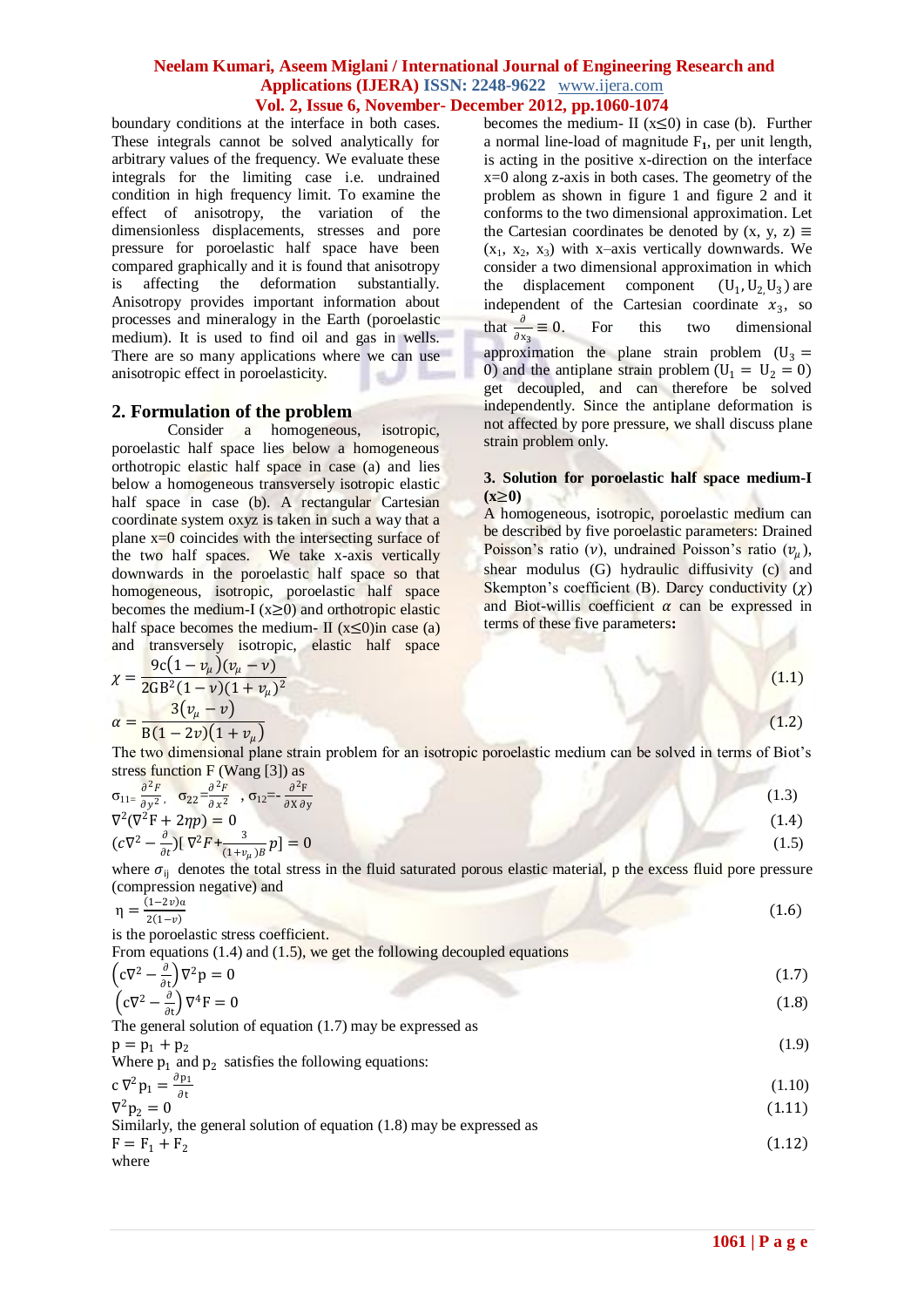boundary conditions at the interface in both cases. These integrals cannot be solved analytically for arbitrary values of the frequency. We evaluate these integrals for the limiting case i.e. undrained condition in high frequency limit. To examine the effect of anisotropy, the variation of the dimensionless displacements, stresses and pore pressure for poroelastic half space have been compared graphically and it is found that anisotropy is affecting the deformation substantially. Anisotropy provides important information about processes and mineralogy in the Earth (poroelastic medium). It is used to find oil and gas in wells. There are so many applications where we can use anisotropic effect in poroelasticity.

## 2. Formulation of the problem

Consider a homogeneous, isotropic, poroelastic half space lies below a homogeneous orthotropic elastic half space in case (a) and lies below a homogeneous transversely isotropic elastic half space in case (b). A rectangular Cartesian coordinate system oxyz is taken in such a way that a plane x=0 coincides with the intersecting surface of the two half spaces. We take x-axis vertically downwards in the poroelastic half space so that homogeneous, isotropic, poroelastic half space becomes the medium-I ($x\geq0$) and orthotropic elastic half space becomes the medium- II ($x\leq0$) in case (a) and transversely isotropic, elastic half space becomes the medium- II ($x\leq0$) in case (b). Further a normal line-load of magnitude $F_1$, per unit length, is acting in the positive x-direction on the interface x=0 along z-axis in both cases. The geometry of the problem as shown in figure 1 and figure 2 and it conforms to the two dimensional approximation. Let the Cartesian coordinates be denoted by (x, y, z) ≡ ($x_1$, $x_2$, $x_3$) with x–axis vertically downwards. We consider a two dimensional approximation in which the displacement component ($U_1, U_2, U_3$) are independent of the Cartesian coordinate $x_3$, so that $\frac{\partial}{\partial x_3}\equiv 0$. For this two dimensional approximation the plane strain problem ($U_3 = 0$) and the antiplane strain problem ($U_1 = U_2 = 0$) get decoupled, and can therefore be solved independently. Since the antiplane deformation is not affected by pore pressure, we shall discuss plane strain problem only.

## 3. Solution for poroelastic half space medium-I ($x\geq0$)

A homogeneous, isotropic, poroelastic medium can be described by five poroelastic parameters: Drained Poisson's ratio ($\nu$), undrained Poisson's ratio ($\nu_\mu$), shear modulus (G) hydraulic diffusivity (c) and Skempton's coefficient (B). Darcy conductivity ($\chi$) and Biot-willis coefficient $\alpha$ can be expressed in terms of these five parameters**:**

$$\chi = \frac{9c(1-\nu_\mu)(\nu_\mu-\nu)}{2GB^2(1-\nu)(1+\nu_\mu)^2} \tag{1.1}$$

$$\alpha = \frac{3(\nu_\mu-\nu)}{B(1-2\nu)(1+\nu_\mu)} \tag{1.2}$$

The two dimensional plane strain problem for an isotropic poroelastic medium can be solved in terms of Biot's stress function F (Wang [3]) as

$$\sigma_{11}=\frac{\partial^2 F}{\partial y^2},\quad \sigma_{22}=\frac{\partial^2 F}{\partial x^2},\quad \sigma_{12}=-\frac{\partial^2 F}{\partial x\,\partial y} \tag{1.3}$$

$$\nabla^2(\nabla^2 F + 2\eta p) = 0 \tag{1.4}$$

$$\left(c\nabla^2 - \frac{\partial}{\partial t}\right)\left[\nabla^2 F + \frac{3}{(1+\nu_\mu)B}p\right] = 0 \tag{1.5}$$

where $\sigma_{ij}$ denotes the total stress in the fluid saturated porous elastic material, p the excess fluid pore pressure (compression negative) and

$$\eta = \frac{(1-2\nu)\alpha}{2(1-\nu)} \tag{1.6}$$

is the poroelastic stress coefficient.

From equations (1.4) and (1.5), we get the following decoupled equations

$$\left(c\nabla^2 - \frac{\partial}{\partial t}\right)\nabla^2 p = 0 \tag{1.7}$$

$$\left(c\nabla^2 - \frac{\partial}{\partial t}\right)\nabla^4 F = 0 \tag{1.8}$$

The general solution of equation (1.7) may be expressed as

$$p = p_1 + p_2 \tag{1.9}$$

Where $p_1$ and $p_2$ satisfies the following equations:

$$c\,\nabla^2 p_1 = \frac{\partial p_1}{\partial t} \tag{1.10}$$

$$\nabla^2 p_2 = 0 \tag{1.11}$$

Similarly, the general solution of equation (1.8) may be expressed as

$$F = F_1 + F_2 \tag{1.12}$$

where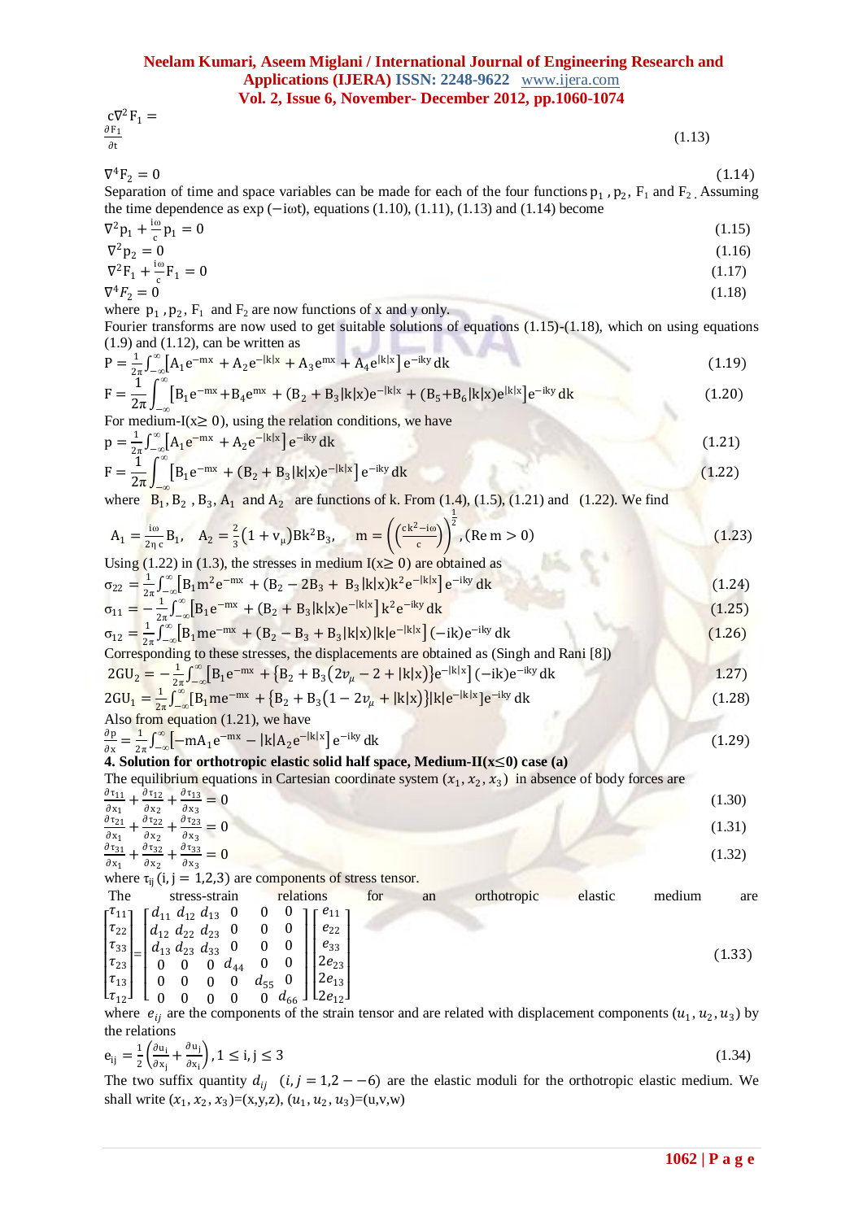$$c\nabla^2 F_1 = \frac{\partial F_1}{\partial t} \tag{1.13}$$

$$\nabla^4 F_2 = 0 \tag{1.14}$$

Separation of time and space variables can be made for each of the four functions $p_1$, $p_2$, $F_1$ and $F_2$. Assuming the time dependence as $\exp(-i\omega t)$, equations (1.10), (1.11), (1.13) and (1.14) become

$$\nabla^2 p_1 + \frac{i\omega}{c} p_1 = 0 \tag{1.15}$$

$$\nabla^2 p_2 = 0 \tag{1.16}$$

$$\nabla^2 F_1 + \frac{i\omega}{c} F_1 = 0 \tag{1.17}$$

$$\nabla^4 F_2 = 0 \tag{1.18}$$

where $p_1$, $p_2$, $F_1$ and $F_2$ are now functions of x and y only.

Fourier transforms are now used to get suitable solutions of equations (1.15)-(1.18), which on using equations (1.9) and (1.12), can be written as

$$P = \frac{1}{2\pi}\int_{-\infty}^{\infty}\left[A_1 e^{-mx} + A_2 e^{-|k|x} + A_3 e^{mx} + A_4 e^{|k|x}\right] e^{-iky}\, dk \tag{1.19}$$

$$F = \frac{1}{2\pi}\int_{-\infty}^{\infty}\left[B_1 e^{-mx} + B_4 e^{mx} + (B_2 + B_3|k|x)e^{-|k|x} + (B_5 + B_6|k|x)e^{|k|x}\right] e^{-iky}\, dk \tag{1.20}$$

For medium-I($x \geq 0$), using the relation conditions, we have

$$p = \frac{1}{2\pi}\int_{-\infty}^{\infty}\left[A_1 e^{-mx} + A_2 e^{-|k|x}\right] e^{-iky}\, dk \tag{1.21}$$

$$F = \frac{1}{2\pi}\int_{-\infty}^{\infty}\left[B_1 e^{-mx} + (B_2 + B_3|k|x)e^{-|k|x}\right] e^{-iky}\, dk \tag{1.22}$$

where $B_1, B_2, B_3, A_1$ and $A_2$ are functions of k. From (1.4), (1.5), (1.21) and (1.22). We find

$$A_1 = \frac{i\omega}{2\eta c}B_1, \quad A_2 = \frac{2}{3}\left(1 + v_\mu\right)Bk^2B_3, \quad m = \left(\left(\frac{ck^2 - i\omega}{c}\right)\right)^{\frac{1}{2}}, (\mathrm{Re}\, m > 0) \tag{1.23}$$

Using (1.22) in (1.3), the stresses in medium I($x \geq 0$) are obtained as

$$\sigma_{22} = \frac{1}{2\pi}\int_{-\infty}^{\infty}\left[B_1 m^2 e^{-mx} + (B_2 - 2B_3 + B_3|k|x)k^2 e^{-|k|x}\right] e^{-iky}\, dk \tag{1.24}$$

$$\sigma_{11} = -\frac{1}{2\pi}\int_{-\infty}^{\infty}\left[B_1 e^{-mx} + (B_2 + B_3|k|x)e^{-|k|x}\right] k^2 e^{-iky}\, dk \tag{1.25}$$

$$\sigma_{12} = \frac{1}{2\pi}\int_{-\infty}^{\infty}\left[B_1 m e^{-mx} + (B_2 - B_3 + B_3|k|x)|k|e^{-|k|x}\right](-ik)e^{-iky}\, dk \tag{1.26}$$

Corresponding to these stresses, the displacements are obtained as (Singh and Rani [8])

$$2GU_2 = -\frac{1}{2\pi}\int_{-\infty}^{\infty}\left[B_1 e^{-mx} + \left\{B_2 + B_3\left(2v_\mu - 2 + |k|x\right)\right\}e^{-|k|x}\right](-ik)e^{-iky}\, dk \tag{1.27}$$

$$2GU_1 = \frac{1}{2\pi}\int_{-\infty}^{\infty}\left[B_1 m e^{-mx} + \left\{B_2 + B_3\left(1 - 2v_\mu + |k|x\right)\right\}|k|e^{-|k|x}\right]e^{-iky}\, dk \tag{1.28}$$

Also from equation (1.21), we have

$$\frac{\partial p}{\partial x} = \frac{1}{2\pi}\int_{-\infty}^{\infty}\left[-mA_1 e^{-mx} - |k|A_2 e^{-|k|x}\right] e^{-iky}\, dk \tag{1.29}$$

**4. Solution for orthotropic elastic solid half space, Medium-II($x \leq 0$) case (a)**

The equilibrium equations in Cartesian coordinate system $(x_1, x_2, x_3)$ in absence of body forces are

$$\frac{\partial \tau_{11}}{\partial x_1} + \frac{\partial \tau_{12}}{\partial x_2} + \frac{\partial \tau_{13}}{\partial x_3} = 0 \tag{1.30}$$

$$\frac{\partial \tau_{21}}{\partial x_1} + \frac{\partial \tau_{22}}{\partial x_2} + \frac{\partial \tau_{23}}{\partial x_3} = 0 \tag{1.31}$$

$$\frac{\partial \tau_{31}}{\partial x_1} + \frac{\partial \tau_{32}}{\partial x_2} + \frac{\partial \tau_{33}}{\partial x_3} = 0 \tag{1.32}$$

where $\tau_{ij}$ $(i, j = 1,2,3)$ are components of stress tensor.

The stress-strain relations for an orthotropic elastic medium are

$$\begin{bmatrix}\tau_{11}\\ \tau_{22}\\ \tau_{33}\\ \tau_{23}\\ \tau_{13}\\ \tau_{12}\end{bmatrix} = \begin{bmatrix} d_{11} & d_{12} & d_{13} & 0 & 0 & 0\\ d_{12} & d_{22} & d_{23} & 0 & 0 & 0\\ d_{13} & d_{23} & d_{33} & 0 & 0 & 0\\ 0 & 0 & 0 & d_{44} & 0 & 0\\ 0 & 0 & 0 & 0 & d_{55} & 0\\ 0 & 0 & 0 & 0 & 0 & d_{66}\end{bmatrix}\begin{bmatrix} e_{11}\\ e_{22}\\ e_{33}\\ 2e_{23}\\ 2e_{13}\\ 2e_{12}\end{bmatrix} \tag{1.33}$$

where $e_{ij}$ are the components of the strain tensor and are related with displacement components $(u_1, u_2, u_3)$ by the relations

$$e_{ij} = \frac{1}{2}\left(\frac{\partial u_i}{\partial x_j} + \frac{\partial u_j}{\partial x_i}\right), 1 \leq i, j \leq 3 \tag{1.34}$$

The two suffix quantity $d_{ij}$ $(i, j = 1,2 - -6)$ are the elastic moduli for the orthotropic elastic medium. We shall write $(x_1, x_2, x_3)$=(x,y,z), $(u_1, u_2, u_3)$=(u,v,w)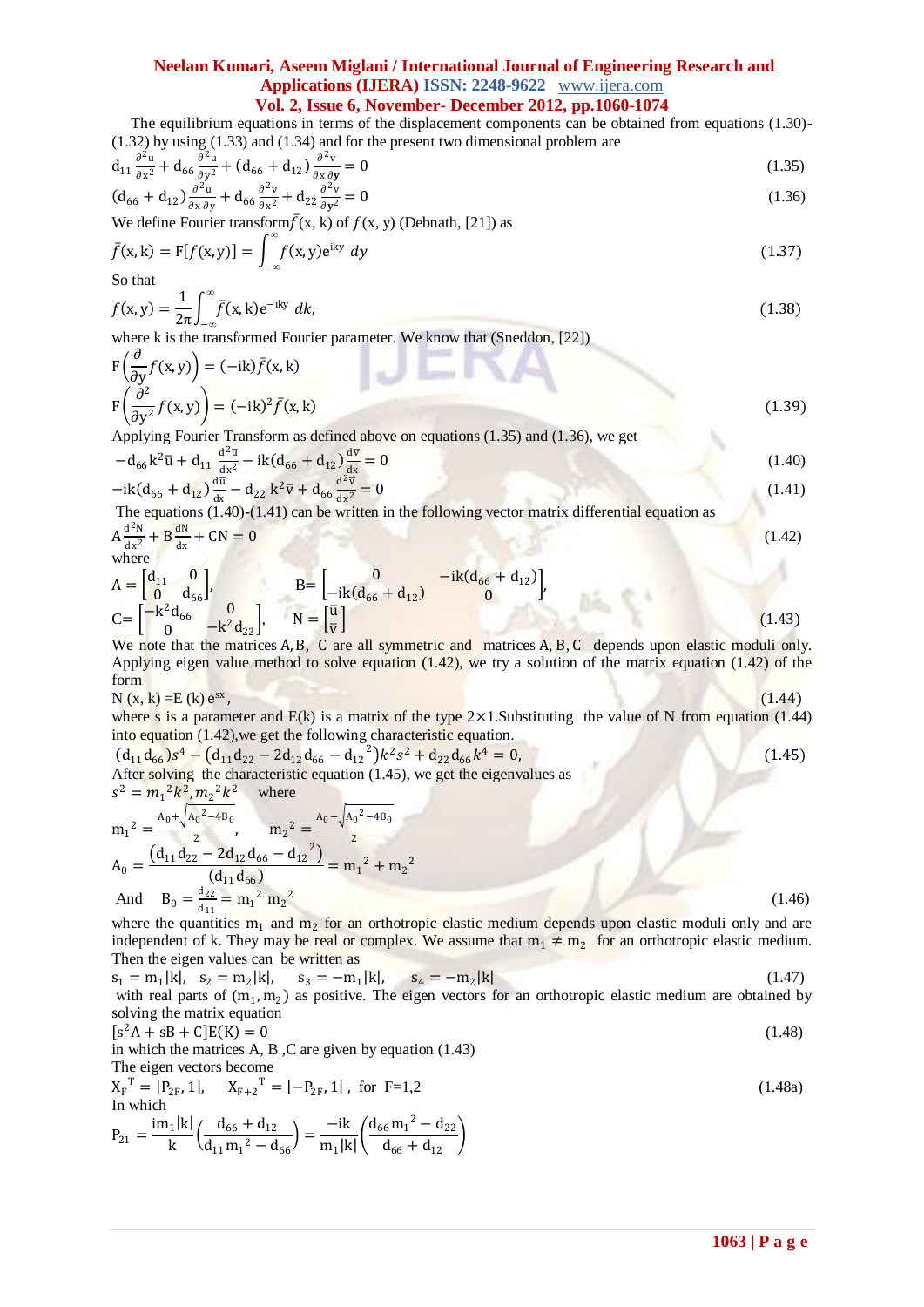The equilibrium equations in terms of the displacement components can be obtained from equations (1.30)-(1.32) by using (1.33) and (1.34) and for the present two dimensional problem are

$$d_{11}\frac{\partial^2 u}{\partial x^2} + d_{66}\frac{\partial^2 u}{\partial y^2} + (d_{66}+d_{12})\frac{\partial^2 v}{\partial x\,\partial y} = 0 \tag{1.35}$$

$$(d_{66}+d_{12})\frac{\partial^2 u}{\partial x\,\partial y} + d_{66}\frac{\partial^2 v}{\partial x^2} + d_{22}\frac{\partial^2 v}{\partial y^2} = 0 \tag{1.36}$$

We define Fourier transform $\bar{f}(x,k)$ of $f(x,y)$ (Debnath, [21]) as

$$\bar{f}(x,k) = F[f(x,y)] = \int_{-\infty}^{\infty} f(x,y)e^{iky}\,dy \tag{1.37}$$

So that

$$f(x,y) = \frac{1}{2\pi}\int_{-\infty}^{\infty} \bar{f}(x,k)e^{-iky}\,dk, \tag{1.38}$$

where k is the transformed Fourier parameter. We know that (Sneddon, [22])

$$F\left(\frac{\partial}{\partial y}f(x,y)\right) = (-ik)\bar{f}(x,k)$$

$$F\left(\frac{\partial^2}{\partial y^2}f(x,y)\right) = (-ik)^2\bar{f}(x,k) \tag{1.39}$$

Applying Fourier Transform as defined above on equations (1.35) and (1.36), we get

$$-d_{66}k^2\bar{u} + d_{11}\frac{d^2\bar{u}}{dx^2} - ik(d_{66}+d_{12})\frac{d\bar{v}}{dx} = 0 \tag{1.40}$$

$$-ik(d_{66}+d_{12})\frac{d\bar{u}}{dx} - d_{22}k^2\bar{v} + d_{66}\frac{d^2\bar{v}}{dx^2} = 0 \tag{1.41}$$

The equations (1.40)-(1.41) can be written in the following vector matrix differential equation as

$$A\frac{d^2N}{dx^2} + B\frac{dN}{dx} + CN = 0 \tag{1.42}$$

where

$$A = \begin{bmatrix} d_{11} & 0 \\ 0 & d_{66} \end{bmatrix}, \qquad B = \begin{bmatrix} 0 & -ik(d_{66}+d_{12}) \\ -ik(d_{66}+d_{12}) & 0 \end{bmatrix},$$

$$C = \begin{bmatrix} -k^2 d_{66} & 0 \\ 0 & -k^2 d_{22} \end{bmatrix}, \qquad N = \begin{bmatrix} \bar{u} \\ \bar{v} \end{bmatrix} \tag{1.43}$$

We note that the matrices A, B, C are all symmetric and matrices A, B, C depends upon elastic moduli only. Applying eigen value method to solve equation (1.42), we try a solution of the matrix equation (1.42) of the form

$$N(x,k) = E(k)\,e^{sx}, \tag{1.44}$$

where s is a parameter and E(k) is a matrix of the type 2×1. Substituting the value of N from equation (1.44) into equation (1.42), we get the following characteristic equation.

$$(d_{11}d_{66})s^4 - (d_{11}d_{22} - 2d_{12}d_{66} - d_{12}^2)k^2s^2 + d_{22}d_{66}k^4 = 0, \tag{1.45}$$

After solving the characteristic equation (1.45), we get the eigenvalues as

$s^2 = m_1^2k^2, m_2^2k^2$ where

$$m_1^2 = \frac{A_0 + \sqrt{A_0^2 - 4B_0}}{2}, \qquad m_2^2 = \frac{A_0 - \sqrt{A_0^2 - 4B_0}}{2}$$

$$A_0 = \frac{(d_{11}d_{22} - 2d_{12}d_{66} - d_{12}^2)}{(d_{11}d_{66})} = m_1^2 + m_2^2$$

$$\text{And} \quad B_0 = \frac{d_{22}}{d_{11}} = m_1^2\,m_2^2 \tag{1.46}$$

where the quantities $m_1$ and $m_2$ for an orthotropic elastic medium depends upon elastic moduli only and are independent of k. They may be real or complex. We assume that $m_1 \neq m_2$ for an orthotropic elastic medium. Then the eigen values can be written as

$$s_1 = m_1|k|, \quad s_2 = m_2|k|, \quad s_3 = -m_1|k|, \quad s_4 = -m_2|k| \tag{1.47}$$

with real parts of $(m_1, m_2)$ as positive. The eigen vectors for an orthotropic elastic medium are obtained by solving the matrix equation

$$[s^2A + sB + C]E(K) = 0 \tag{1.48}$$

in which the matrices A, B, C are given by equation (1.43)

The eigen vectors become

$$X_F^{\,T} = [P_{2F}, 1], \qquad X_{F+2}^{\,T} = [-P_{2F}, 1], \ \text{for } F=1,2 \tag{1.48a}$$

In which

$$P_{21} = \frac{im_1|k|}{k}\left(\frac{d_{66}+d_{12}}{d_{11}m_1^2 - d_{66}}\right) = \frac{-ik}{m_1|k|}\left(\frac{d_{66}m_1^2 - d_{22}}{d_{66}+d_{12}}\right)$$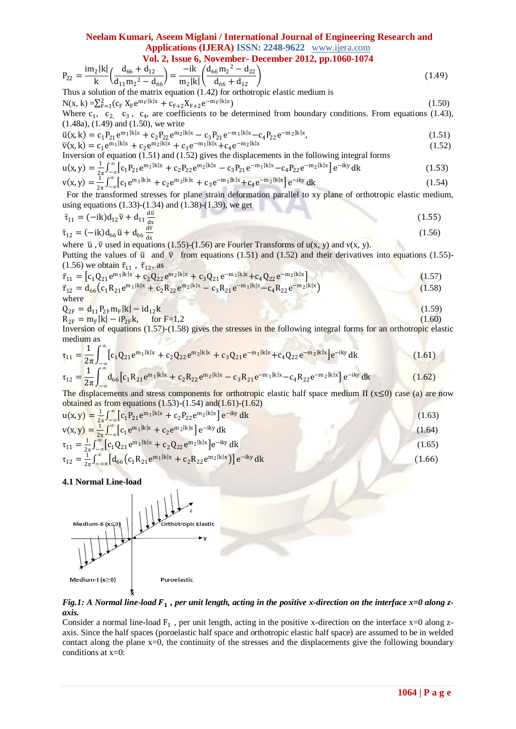$$P_{22} = \frac{im_2|k|}{k}\left(\frac{d_{66}+d_{12}}{d_{11}m_2{}^2-d_{66}}\right) = \frac{-ik}{m_2|k|}\left(\frac{d_{66}m_2{}^2-d_{22}}{d_{66}+d_{12}}\right) \tag{1.49}$$

Thus a solution of the matrix equation (1.42) for orthotropic elastic medium is

$$N(x,k) = \sum_{F=1}^{2}(c_F X_F e^{m_F|k|x} + c_{F+2}X_{F+2}e^{-m_F|k|x}) \tag{1.50}$$

Where $c_1$, $c_2$, $c_3$, $c_4$, are coefficients to be determined from boundary conditions. From equations (1.43), (1.48a), (1.49) and (1.50), we write

$$\bar{u}(x,k) = c_1P_{21}e^{m_1|k|x} + c_2P_{22}e^{m_2|k|x} - c_3P_{21}e^{-m_1|k|x} - c_4P_{22}e^{-m_2|k|x}, \tag{1.51}$$

$$\bar{v}(x,k) = c_1e^{m_1|k|x} + c_2e^{m_2|k|x} + c_3e^{-m_1|k|x} + c_4e^{-m_2|k|x} \tag{1.52}$$

Inversion of equation (1.51) and (1.52) gives the displacements in the following integral forms

$$u(x,y) = \frac{1}{2\pi}\int_{-\infty}^{\infty}\left[c_1P_{21}e^{m_1|k|x} + c_2P_{22}e^{m_2|k|x} - c_3P_{21}e^{-m_1|k|x} - c_4P_{22}e^{-m_2|k|x}\right]e^{-iky}\,dk \tag{1.53}$$

$$v(x,y) = \frac{1}{2\pi}\int_{-\infty}^{\infty}\left[c_1e^{m_1|k|x} + c_2e^{m_2|k|x} + c_3e^{-m_1|k|x} + c_4e^{-m_2|k|x}\right]e^{-iky}\,dk \tag{1.54}$$

For the transformed stresses for plane strain deformation parallel to xy plane of orthotropic elastic medium, using equations (1.33)-(1.34) and (1.38)-(1.39), we get

$$\bar{\tau}_{11} = (-ik)d_{12}\bar{v} + d_{11}\frac{d\bar{u}}{dx} \tag{1.55}$$

$$\bar{\tau}_{12} = (-ik)d_{66}\bar{u} + d_{66}\frac{d\bar{v}}{dx} \tag{1.56}$$

where $\bar{u}$, $\bar{v}$ used in equations (1.55)-(1.56) are Fourier Transforms of u(x, y) and v(x, y).

Putting the values of $\bar{u}$ and $\bar{v}$ from equations (1.51) and (1.52) and their derivatives into equations (1.55)-(1.56) we obtain $\bar{\tau}_{11}$, $\bar{\tau}_{12}$, as

$$\bar{\tau}_{11} = \left[c_1Q_{21}e^{m_1|k|x} + c_2Q_{22}e^{m_2|k|x} + c_3Q_{21}e^{-m_1|k|x} + c_4Q_{22}e^{-m_2|k|x}\right] \tag{1.57}$$

$$\bar{\tau}_{12} = d_{66}\left(c_1R_{21}e^{m_1|k|x} + c_2R_{22}e^{m_2|k|x} - c_3R_{21}e^{-m_1|k|x} - c_4R_{22}e^{-m_2|k|x}\right) \tag{1.58}$$

where

$$Q_{2F} = d_{11}P_{2F}m_F|k| - id_{12}k \tag{1.59}$$

$$R_{2F} = m_F|k| - iP_{2F}k, \quad \text{for } F=1,2 \tag{1.60}$$

Inversion of equations (1.57)-(1.58) gives the stresses in the following integral forms for an orthotropic elastic medium as

$$\tau_{11} = \frac{1}{2\pi}\int_{-\infty}^{\infty}\left[c_1Q_{21}e^{m_1|k|x} + c_2Q_{22}e^{m_2|k|x} + c_3Q_{21}e^{-m_1|k|x} + c_4Q_{22}e^{-m_2|k|x}\right]e^{-iky}\,dk \tag{1.61}$$

$$\tau_{12} = \frac{1}{2\pi}\int_{-\infty}^{\infty}d_{66}\left[c_1R_{21}e^{m_1|k|x} + c_2R_{22}e^{m_2|k|x} - c_3R_{21}e^{-m_1|k|x} - c_4R_{22}e^{-m_2|k|x}\right]e^{-iky}\,dk \tag{1.62}$$

The displacements and stress components for orthotropic elastic half space medium II (x≤0) case (a) are now obtained as from equations (1.53)-(1.54) and(1.61)-(1.62)

$$u(x,y) = \frac{1}{2\pi}\int_{-\infty}^{\infty}\left[c_1P_{21}e^{m_1|k|x} + c_2P_{22}e^{m_2|k|x}\right]e^{-iky}\,dk \tag{1.63}$$

$$v(x,y) = \frac{1}{2\pi}\int_{-\infty}^{\infty}\left[c_1e^{m_1|k|x} + c_2e^{m_2|k|x}\right]e^{-iky}\,dk \tag{1.64}$$

$$\tau_{11} = \frac{1}{2\pi}\int_{-\infty}^{\infty}\left[c_1Q_{21}e^{m_1|k|x} + c_2Q_{22}e^{m_2|k|x}\right]e^{-iky}\,dk \tag{1.65}$$

$$\tau_{12} = \frac{1}{2\pi}\int_{-\infty}^{\infty}\left[d_{66}\left(c_1R_{21}e^{m_1|k|x} + c_2R_{22}e^{m_2|k|x}\right)\right]e^{-iky}\,dk \tag{1.66}$$

### 4.1 Normal Line-load

*Fig.1: A Normal line-load $F_1$, per unit length, acting in the positive x-direction on the interface x=0 along z-axis.*

Consider a normal line-load $F_1$, per unit length, acting in the positive x-direction on the interface x=0 along z-axis. Since the half spaces (poroelastic half space and orthotropic elastic half space) are assumed to be in welded contact along the plane x=0, the continuity of the stresses and the displacements give the following boundary conditions at x=0: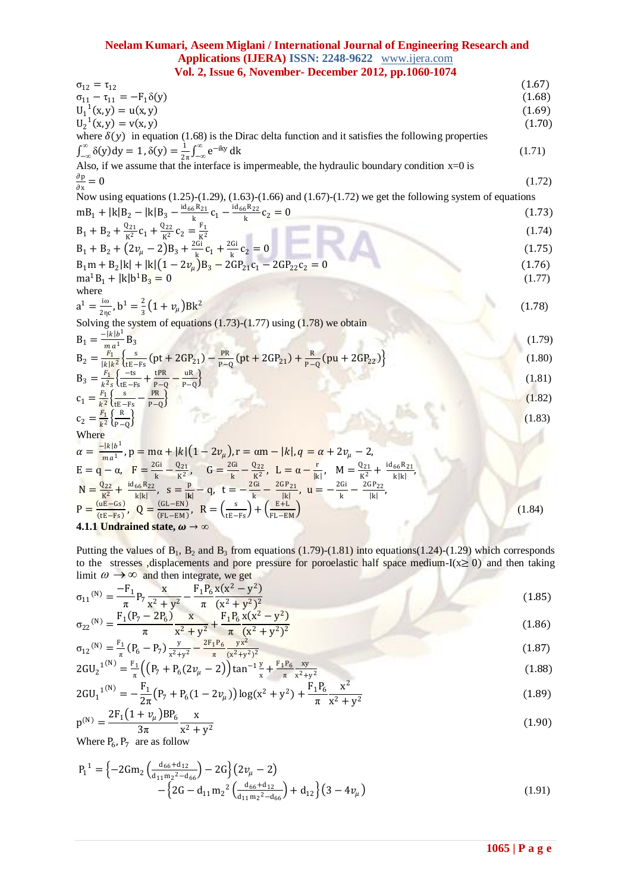$$\sigma_{12} = \tau_{12} \tag{1.67}$$
$$\sigma_{11} - \tau_{11} = -F_1\delta(y) \tag{1.68}$$
$$U_1{}^1(x,y) = u(x,y) \tag{1.69}$$
$$U_2{}^1(x,y) = v(x,y) \tag{1.70}$$

where $\delta(y)$ in equation (1.68) is the Dirac delta function and it satisfies the following properties

$$\int_{-\infty}^{\infty}\delta(y)dy = 1, \delta(y) = \frac{1}{2\pi}\int_{-\infty}^{\infty}e^{-iky}\,dk \tag{1.71}$$

Also, if we assume that the interface is impermeable, the hydraulic boundary condition x=0 is

$$\frac{\partial p}{\partial x} = 0 \tag{1.72}$$

Now using equations (1.25)-(1.29), (1.63)-(1.66) and (1.67)-(1.72) we get the following system of equations

$$mB_1 + |k|B_2 - |k|B_3 - \frac{id_{66}R_{21}}{k}c_1 - \frac{id_{66}R_{22}}{k}c_2 = 0 \tag{1.73}$$
$$B_1 + B_2 + \frac{Q_{21}}{K^2}c_1 + \frac{Q_{22}}{K^2}c_2 = \frac{F_1}{K^2} \tag{1.74}$$
$$B_1 + B_2 + (2v_\mu - 2)B_3 + \frac{2Gi}{k}c_1 + \frac{2Gi}{k}c_2 = 0 \tag{1.75}$$
$$B_1m + B_2|k| + |k|(1-2v_\mu)B_3 - 2GP_{21}c_1 - 2GP_{22}c_2 = 0 \tag{1.76}$$
$$ma^1B_1 + |k|b^1B_3 = 0 \tag{1.77}$$

where

$$a^1 = \frac{i\omega}{2\eta c}, b^1 = \frac{2}{3}(1+v_\mu)Bk^2 \tag{1.78}$$

Solving the system of equations (1.73)-(1.77) using (1.78) we obtain

$$B_1 = \frac{-|k|b^1}{m\,a^1}B_3 \tag{1.79}$$
$$B_2 = \frac{F_1}{|k|k^2}\left\{\frac{s}{tE-Fs}(pt+2GP_{21}) - \frac{PR}{P-Q}(pt+2GP_{21}) + \frac{R}{P-Q}(pu+2GP_{22})\right\} \tag{1.80}$$
$$B_3 = \frac{F_1}{k^2 s}\left\{\frac{-ts}{tE-Fs} + \frac{tPR}{P-Q} - \frac{uR}{P-Q}\right\} \tag{1.81}$$
$$c_1 = \frac{F_1}{k^2}\left\{\frac{s}{tE-Fs} - \frac{PR}{P-Q}\right\} \tag{1.82}$$
$$c_2 = \frac{F_1}{k^2}\left\{\frac{R}{P-Q}\right\} \tag{1.83}$$

Where

$$\alpha = \frac{-|k|b^1}{m\,a^1}, p = m\alpha + |k|(1-2v_\mu), r = \alpha m - |k|, q = \alpha + 2v_\mu - 2,$$
$$E = q - \alpha,\ \ F = \frac{2Gi}{k} - \frac{Q_{21}}{K^2},\ \ G = \frac{2Gi}{k} - \frac{Q_{22}}{K^2},\ L = \alpha - \frac{r}{|k|},\ \ M = \frac{Q_{21}}{K^2} + \frac{id_{66}R_{21}}{k|k|},$$
$$N = \frac{Q_{22}}{K^2} + \frac{id_{66}R_{22}}{k|k|},\ \ s = \frac{p}{|\mathbf{k}|} - q,\ t = -\frac{2Gi}{k} - \frac{2GP_{21}}{|k|},\ u = -\frac{2Gi}{k} - \frac{2GP_{22}}{|k|},$$
$$P = \frac{(uE-Gs)}{(tE-Fs)},\ \ Q = \frac{(GL-EN)}{(FL-EM)},\ \ R = \left(\frac{s}{tE-Fs}\right) + \left(\frac{E+L}{FL-EM}\right) \tag{1.84}$$

#### 4.1.1 Undrained state, $\omega \to \infty$

Putting the values of $B_1$, $B_2$ and $B_3$ from equations (1.79)-(1.81) into equations(1.24)-(1.29) which corresponds to the stresses ,displacements and pore pressure for poroelastic half space medium-I($x \geq 0$) and then taking limit $\omega \to \infty$ and then integrate, we get

$$\sigma_{11}{}^{(N)} = \frac{-F_1}{\pi}P_7\frac{x}{x^2+y^2} - \frac{F_1P_6}{\pi}\frac{x(x^2-y^2)}{(x^2+y^2)^2} \tag{1.85}$$
$$\sigma_{22}{}^{(N)} = \frac{F_1(P_7-2P_6)}{\pi}\frac{x}{x^2+y^2} + \frac{F_1P_6}{\pi}\frac{x(x^2-y^2)}{(x^2+y^2)^2} \tag{1.86}$$
$$\sigma_{12}{}^{(N)} = \frac{F_1}{\pi}(P_6 - P_7)\frac{y}{x^2+y^2} - \frac{2F_1P_6}{\pi}\frac{yx^2}{(x^2+y^2)^2} \tag{1.87}$$
$$2GU_2{}^{1(N)} = \frac{F_1}{\pi}\left((P_7 + P_6(2v_\mu - 2))\tan^{-1}\frac{y}{x} + \frac{F_1P_6}{\pi}\frac{xy}{x^2+y^2}\right. \tag{1.88}$$
$$2GU_1{}^{1(N)} = -\frac{F_1}{2\pi}(P_7 + P_6(1-2v_\mu))\log(x^2+y^2) + \frac{F_1P_6}{\pi}\frac{x^2}{x^2+y^2} \tag{1.89}$$
$$p^{(N)} = \frac{2F_1(1+v_\mu)BP_6}{3\pi}\frac{x}{x^2+y^2} \tag{1.90}$$

Where $P_6, P_7$ are as follow

$$P_1{}^1 = \left\{-2Gm_2\left(\frac{d_{66}+d_{12}}{d_{11}m_2{}^2 - d_{66}}\right) - 2G\right\}(2v_\mu - 2) - \left\{2G - d_{11}m_2{}^2\left(\frac{d_{66}+d_{12}}{d_{11}m_2{}^2 - d_{66}}\right) + d_{12}\right\}(3-4v_\mu) \tag{1.91}$$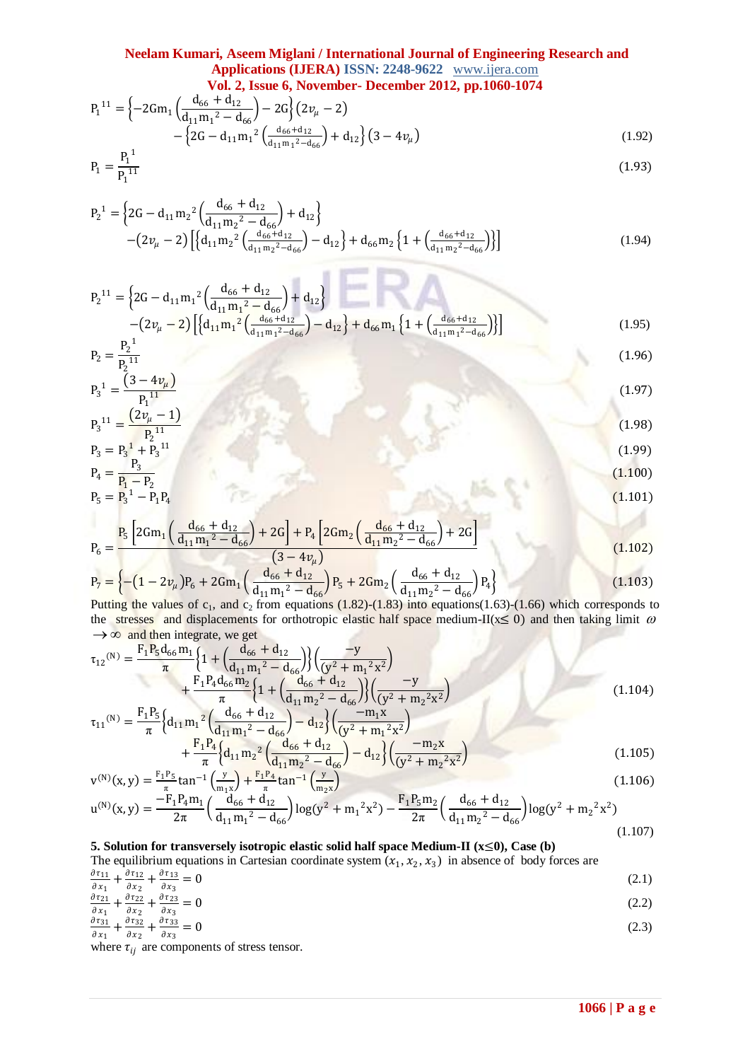$$P_1^{11} = \left\{-2Gm_1\left(\frac{d_{66}+d_{12}}{d_{11}m_1^2-d_{66}}\right)-2G\right\}(2\upsilon_\mu-2) - \left\{2G - d_{11}m_1^2\left(\frac{d_{66}+d_{12}}{d_{11}m_1^2-d_{66}}\right)+d_{12}\right\}(3-4\upsilon_\mu) \tag{1.92}$$

$$P_1 = \frac{P_1^{\ 1}}{P_1^{11}} \tag{1.93}$$

$$P_2^{\ 1} = \left\{2G - d_{11}m_2^2\left(\frac{d_{66}+d_{12}}{d_{11}m_2^2-d_{66}}\right)+d_{12}\right\} - (2\upsilon_\mu-2)\left[\left\{d_{11}m_2^2\left(\frac{d_{66}+d_{12}}{d_{11}m_2^2-d_{66}}\right)-d_{12}\right\}+d_{66}m_2\left\{1+\left(\frac{d_{66}+d_{12}}{d_{11}m_2^2-d_{66}}\right)\right\}\right] \tag{1.94}$$

$$P_2^{11} = \left\{2G - d_{11}m_1^2\left(\frac{d_{66}+d_{12}}{d_{11}m_1^2-d_{66}}\right)+d_{12}\right\} - (2\upsilon_\mu-2)\left[\left\{d_{11}m_1^2\left(\frac{d_{66}+d_{12}}{d_{11}m_1^2-d_{66}}\right)-d_{12}\right\}+d_{66}m_1\left\{1+\left(\frac{d_{66}+d_{12}}{d_{11}m_1^2-d_{66}}\right)\right\}\right] \tag{1.95}$$

$$P_2 = \frac{P_2^{\ 1}}{P_2^{11}} \tag{1.96}$$

$$P_3^{\ 1} = \frac{(3-4\upsilon_\mu)}{P_1^{11}} \tag{1.97}$$

$$P_3^{11} = \frac{(2\upsilon_\mu-1)}{P_2^{11}} \tag{1.98}$$

$$P_3 = P_3^{\ 1} + P_3^{11} \tag{1.99}$$

$$P_4 = \frac{P_3}{P_1 - P_2} \tag{1.100}$$

$$P_5 = P_3^{\ 1} - P_1P_4 \tag{1.101}$$

$$P_6 = \frac{P_5\left[2Gm_1\left(\frac{d_{66}+d_{12}}{d_{11}m_1^2-d_{66}}\right)+2G\right]+P_4\left[2Gm_2\left(\frac{d_{66}+d_{12}}{d_{11}m_2^2-d_{66}}\right)+2G\right]}{(3-4\upsilon_\mu)} \tag{1.102}$$

$$P_7 = \left\{-(1-2\upsilon_\mu)P_6 + 2Gm_1\left(\frac{d_{66}+d_{12}}{d_{11}m_1^2-d_{66}}\right)P_5 + 2Gm_2\left(\frac{d_{66}+d_{12}}{d_{11}m_2^2-d_{66}}\right)P_4\right\} \tag{1.103}$$

Putting the values of $c_1$, and $c_2$ from equations (1.82)-(1.83) into equations(1.63)-(1.66) which corresponds to the stresses and displacements for orthotropic elastic half space medium-II($x \leq 0$) and then taking limit $\omega \to \infty$ and then integrate, we get

$$\tau_{12}^{(N)} = \frac{F_1P_5d_{66}m_1}{\pi}\left\{1+\left(\frac{d_{66}+d_{12}}{d_{11}m_1^2-d_{66}}\right)\right\}\left(\frac{-y}{(y^2+m_1^2x^2)}\right) + \frac{F_1P_4d_{66}m_2}{\pi}\left\{1+\left(\frac{d_{66}+d_{12}}{d_{11}m_2^2-d_{66}}\right)\right\}\left(\frac{-y}{(y^2+m_2^2x^2)}\right) \tag{1.104}$$

$$\tau_{11}^{(N)} = \frac{F_1P_5}{\pi}\left\{d_{11}m_1^2\left(\frac{d_{66}+d_{12}}{d_{11}m_1^2-d_{66}}\right)-d_{12}\right\}\left(\frac{-m_1x}{(y^2+m_1^2x^2)}\right) + \frac{F_1P_4}{\pi}\left\{d_{11}m_2^2\left(\frac{d_{66}+d_{12}}{d_{11}m_2^2-d_{66}}\right)-d_{12}\right\}\left(\frac{-m_2x}{(y^2+m_2^2x^2)}\right) \tag{1.105}$$

$$v^{(N)}(x,y) = \frac{F_1P_5}{\pi}\tan^{-1}\left(\frac{y}{m_1x}\right) + \frac{F_1P_4}{\pi}\tan^{-1}\left(\frac{y}{m_2x}\right) \tag{1.106}$$

$$u^{(N)}(x,y) = \frac{-F_1P_4m_1}{2\pi}\left(\frac{d_{66}+d_{12}}{d_{11}m_1^2-d_{66}}\right)\log(y^2+m_1^2x^2) - \frac{F_1P_5m_2}{2\pi}\left(\frac{d_{66}+d_{12}}{d_{11}m_2^2-d_{66}}\right)\log(y^2+m_2^2x^2) \tag{1.107}$$

**5. Solution for transversely isotropic elastic solid half space Medium-II (x≤0), Case (b)**

The equilibrium equations in Cartesian coordinate system $(x_1, x_2, x_3)$ in absence of body forces are

$$\frac{\partial \tau_{11}}{\partial x_1} + \frac{\partial \tau_{12}}{\partial x_2} + \frac{\partial \tau_{13}}{\partial x_3} = 0 \tag{2.1}$$

$$\frac{\partial \tau_{21}}{\partial x_1} + \frac{\partial \tau_{22}}{\partial x_2} + \frac{\partial \tau_{23}}{\partial x_3} = 0 \tag{2.2}$$

$$\frac{\partial \tau_{31}}{\partial x_1} + \frac{\partial \tau_{32}}{\partial x_2} + \frac{\partial \tau_{33}}{\partial x_3} = 0 \tag{2.3}$$

where $\tau_{ij}$ are components of stress tensor.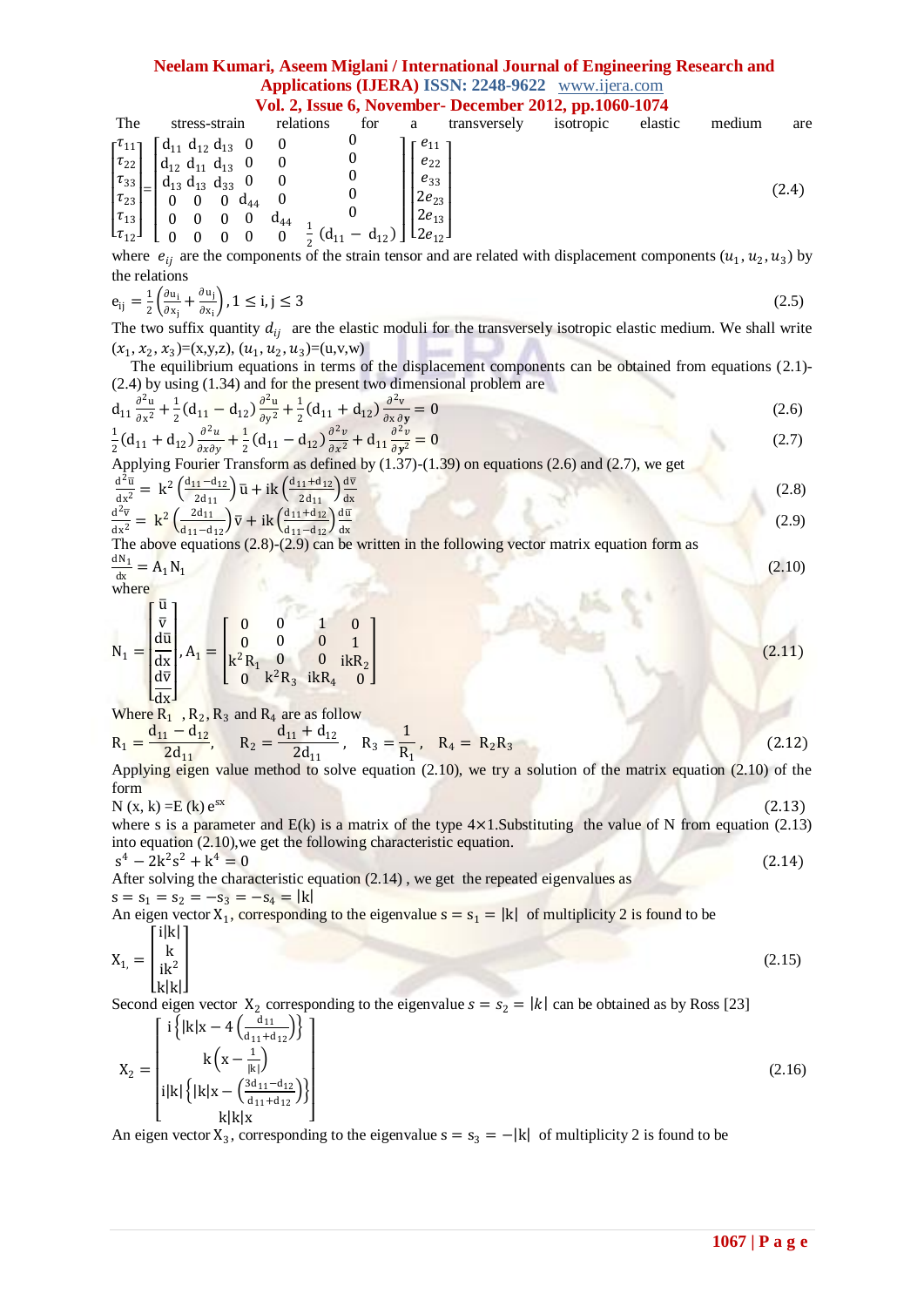The stress-strain relations for a transversely isotropic elastic medium are

$$\begin{bmatrix}\tau_{11}\\ \tau_{22}\\ \tau_{33}\\ \tau_{23}\\ \tau_{13}\\ \tau_{12}\end{bmatrix}=\begin{bmatrix} d_{11} & d_{12} & d_{13} & 0 & 0 & 0\\ d_{12} & d_{11} & d_{13} & 0 & 0 & 0\\ d_{13} & d_{13} & d_{33} & 0 & 0 & 0\\ 0 & 0 & 0 & d_{44} & 0 & 0\\ 0 & 0 & 0 & 0 & d_{44} & 0\\ 0 & 0 & 0 & 0 & 0 & \frac{1}{2}(d_{11}-d_{12})\end{bmatrix}\begin{bmatrix}e_{11}\\ e_{22}\\ e_{33}\\ 2e_{23}\\ 2e_{13}\\ 2e_{12}\end{bmatrix} \tag{2.4}$$

where $e_{ij}$ are the components of the strain tensor and are related with displacement components $(u_1, u_2, u_3)$ by the relations

$$e_{ij}=\frac{1}{2}\left(\frac{\partial u_i}{\partial x_j}+\frac{\partial u_j}{\partial x_i}\right), 1\le i,j\le 3 \tag{2.5}$$

The two suffix quantity $d_{ij}$ are the elastic moduli for the transversely isotropic elastic medium. We shall write $(x_1, x_2, x_3)=(x,y,z)$, $(u_1,u_2,u_3)=(u,v,w)$

The equilibrium equations in terms of the displacement components can be obtained from equations (2.1)-(2.4) by using (1.34) and for the present two dimensional problem are

$$d_{11}\frac{\partial^2 u}{\partial x^2}+\frac{1}{2}(d_{11}-d_{12})\frac{\partial^2 u}{\partial y^2}+\frac{1}{2}(d_{11}+d_{12})\frac{\partial^2 v}{\partial x\,\partial y}=0 \tag{2.6}$$

$$\frac{1}{2}(d_{11}+d_{12})\frac{\partial^2 u}{\partial x\partial y}+\frac{1}{2}(d_{11}-d_{12})\frac{\partial^2 v}{\partial x^2}+d_{11}\frac{\partial^2 v}{\partial y^2}=0 \tag{2.7}$$

Applying Fourier Transform as defined by (1.37)-(1.39) on equations (2.6) and (2.7), we get

$$\frac{d^2\bar{u}}{dx^2}=k^2\left(\frac{d_{11}-d_{12}}{2d_{11}}\right)\bar{u}+ik\left(\frac{d_{11}+d_{12}}{2d_{11}}\right)\frac{d\bar{v}}{dx} \tag{2.8}$$

$$\frac{d^2\bar{v}}{dx^2}=k^2\left(\frac{2d_{11}}{d_{11}-d_{12}}\right)\bar{v}+ik\left(\frac{d_{11}+d_{12}}{d_{11}-d_{12}}\right)\frac{d\bar{u}}{dx} \tag{2.9}$$

The above equations (2.8)-(2.9) can be written in the following vector matrix equation form as

$$\frac{dN_1}{dx}=A_1N_1 \tag{2.10}$$

where

$$N_1=\begin{bmatrix}\bar{u}\\ \bar{v}\\ \frac{d\bar{u}}{dx}\\ \frac{d\bar{v}}{dx}\end{bmatrix}, A_1=\begin{bmatrix}0 & 0 & 1 & 0\\ 0 & 0 & 0 & 1\\ k^2R_1 & 0 & 0 & ikR_2\\ 0 & k^2R_3 & ikR_4 & 0\end{bmatrix} \tag{2.11}$$

Where $R_1$, $R_2$, $R_3$ and $R_4$ are as follow

$$R_1=\frac{d_{11}-d_{12}}{2d_{11}},\quad R_2=\frac{d_{11}+d_{12}}{2d_{11}},\quad R_3=\frac{1}{R_1},\quad R_4=R_2R_3 \tag{2.12}$$

Applying eigen value method to solve equation (2.10), we try a solution of the matrix equation (2.10) of the form

$$N(x,k)=E(k)\,e^{sx} \tag{2.13}$$

where s is a parameter and E(k) is a matrix of the type 4×1.Substituting the value of N from equation (2.13) into equation (2.10),we get the following characteristic equation.

$$s^4-2k^2s^2+k^4=0 \tag{2.14}$$

After solving the characteristic equation (2.14) , we get the repeated eigenvalues as

$s=s_1=s_2=-s_3=-s_4=|k|$

An eigen vector $X_1$, corresponding to the eigenvalue $s=s_1=|k|$ of multiplicity 2 is found to be

$$X_1=\begin{bmatrix}i|k|\\ k\\ ik^2\\ k|k|\end{bmatrix} \tag{2.15}$$

Second eigen vector $X_2$ corresponding to the eigenvalue $s=s_2=|k|$ can be obtained as by Ross [23]

$$X_2=\begin{bmatrix} i\left\{|k|x-4\left(\frac{d_{11}}{d_{11}+d_{12}}\right)\right\}\\ k\left(x-\frac{1}{|k|}\right)\\ i|k|\left\{|k|x-\left(\frac{3d_{11}-d_{12}}{d_{11}+d_{12}}\right)\right\}\\ k|k|x\end{bmatrix} \tag{2.16}$$

An eigen vector $X_3$, corresponding to the eigenvalue $s=s_3=-|k|$ of multiplicity 2 is found to be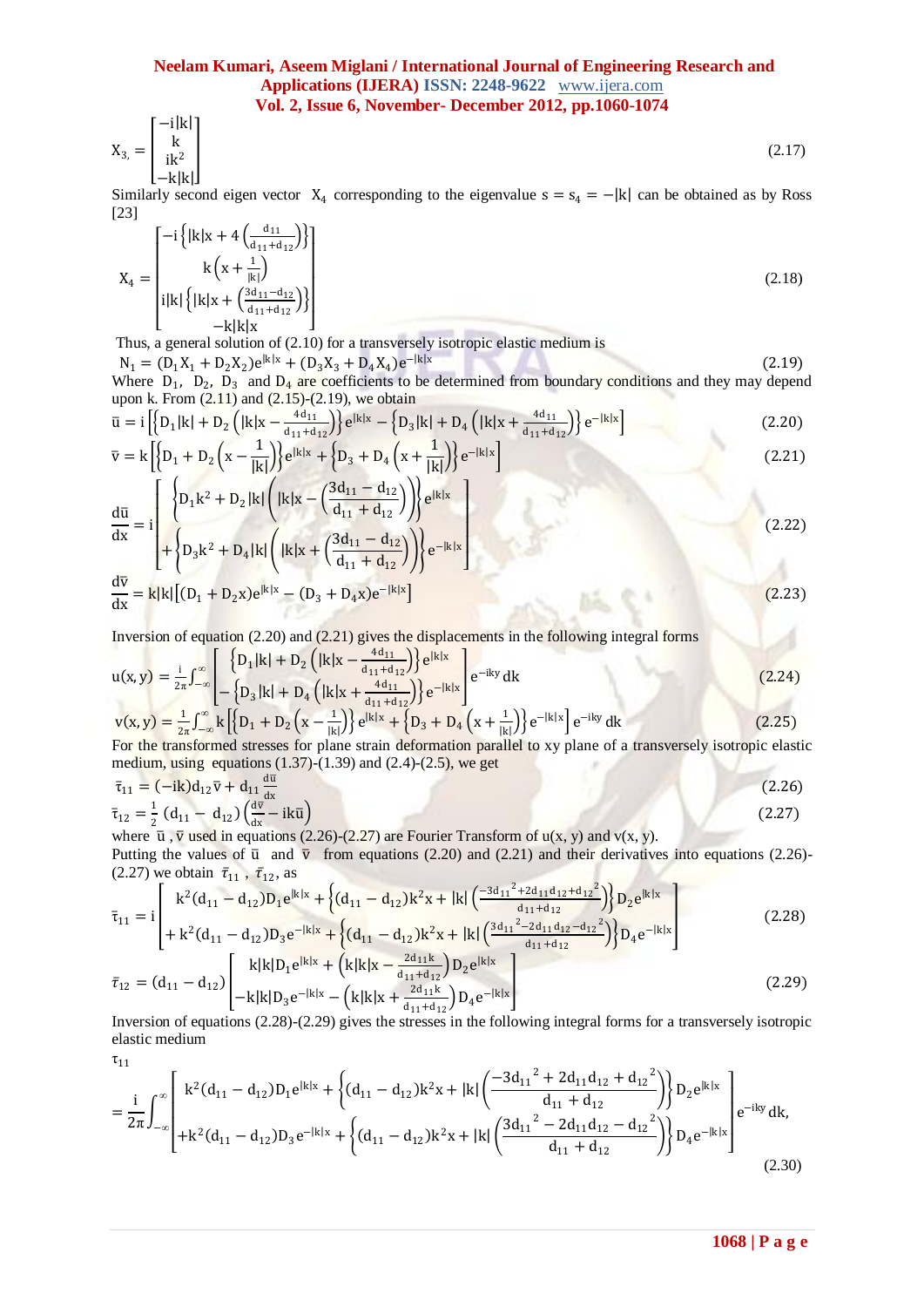$$X_{3,} = \begin{bmatrix} -i|k| \\ k \\ ik^2 \\ -k|k| \end{bmatrix} \tag{2.17}$$

Similarly second eigen vector $X_4$ corresponding to the eigenvalue $s = s_4 = -|k|$ can be obtained as by Ross [23]

$$X_4 = \begin{bmatrix} -i\left\{|k|x + 4\left(\frac{d_{11}}{d_{11}+d_{12}}\right)\right\} \\ k\left(x + \frac{1}{|k|}\right) \\ i|k|\left\{|k|x + \left(\frac{3d_{11}-d_{12}}{d_{11}+d_{12}}\right)\right\} \\ -k|k|x \end{bmatrix} \tag{2.18}$$

Thus, a general solution of (2.10) for a transversely isotropic elastic medium is

$$N_1 = (D_1X_1 + D_2X_2)e^{|k|x} + (D_3X_3 + D_4X_4)e^{-|k|x} \tag{2.19}$$

Where $D_1$, $D_2$, $D_3$ and $D_4$ are coefficients to be determined from boundary conditions and they may depend upon k. From (2.11) and (2.15)-(2.19), we obtain

$$\bar{u} = i\left[\left\{D_1|k| + D_2\left(|k|x - \frac{4d_{11}}{d_{11}+d_{12}}\right)\right\}e^{|k|x} - \left\{D_3|k| + D_4\left(|k|x + \frac{4d_{11}}{d_{11}+d_{12}}\right)\right\}e^{-|k|x}\right] \tag{2.20}$$

$$\bar{v} = k\left[\left\{D_1 + D_2\left(x - \frac{1}{|k|}\right)\right\}e^{|k|x} + \left\{D_3 + D_4\left(x + \frac{1}{|k|}\right)\right\}e^{-|k|x}\right] \tag{2.21}$$

$$\frac{d\bar{u}}{dx} = i\begin{bmatrix} \left\{D_1k^2 + D_2|k|\left(|k|x - \left(\frac{3d_{11} - d_{12}}{d_{11} + d_{12}}\right)\right)\right\}e^{|k|x} \\ + \left\{D_3k^2 + D_4|k|\left(|k|x + \left(\frac{3d_{11} - d_{12}}{d_{11} + d_{12}}\right)\right)\right\}e^{-|k|x} \end{bmatrix} \tag{2.22}$$

$$\frac{d\bar{v}}{dx} = k|k|\left[(D_1 + D_2x)e^{|k|x} - (D_3 + D_4x)e^{-|k|x}\right] \tag{2.23}$$

Inversion of equation (2.20) and (2.21) gives the displacements in the following integral forms

$$u(x, y) = \frac{i}{2\pi}\int_{-\infty}^{\infty}\begin{bmatrix} \left\{D_1|k| + D_2\left(|k|x - \frac{4d_{11}}{d_{11}+d_{12}}\right)\right\}e^{|k|x} \\ -\left\{D_3|k| + D_4\left(|k|x + \frac{4d_{11}}{d_{11}+d_{12}}\right)\right\}e^{-|k|x} \end{bmatrix}e^{-iky}dk \tag{2.24}$$

$$v(x, y) = \frac{1}{2\pi}\int_{-\infty}^{\infty}k\left[\left\{D_1 + D_2\left(x - \frac{1}{|k|}\right)\right\}e^{|k|x} + \left\{D_3 + D_4\left(x + \frac{1}{|k|}\right)\right\}e^{-|k|x}\right]e^{-iky}dk \tag{2.25}$$

For the transformed stresses for plane strain deformation parallel to xy plane of a transversely isotropic elastic medium, using equations (1.37)-(1.39) and (2.4)-(2.5), we get

$$\bar{\tau}_{11} = (-ik)d_{12}\bar{v} + d_{11}\frac{d\bar{u}}{dx} \tag{2.26}$$

$$\bar{\tau}_{12} = \frac{1}{2}(d_{11} - d_{12})\left(\frac{d\bar{v}}{dx} - ik\bar{u}\right) \tag{2.27}$$

where $\bar{u}$, $\bar{v}$ used in equations (2.26)-(2.27) are Fourier Transform of u(x, y) and v(x, y).

Putting the values of $\bar{u}$ and $\bar{v}$ from equations (2.20) and (2.21) and their derivatives into equations (2.26)-(2.27) we obtain $\bar{\tau}_{11}$, $\bar{\tau}_{12}$, as

$$\bar{\tau}_{11} = i\begin{bmatrix} k^2(d_{11} - d_{12})D_1e^{|k|x} + \left\{(d_{11} - d_{12})k^2x + |k|\left(\frac{-3d_{11}{}^2 + 2d_{11}d_{12} + d_{12}{}^2}{d_{11}+d_{12}}\right)\right\}D_2e^{|k|x} \\ + k^2(d_{11} - d_{12})D_3e^{-|k|x} + \left\{(d_{11} - d_{12})k^2x + |k|\left(\frac{3d_{11}{}^2 - 2d_{11}d_{12} - d_{12}{}^2}{d_{11}+d_{12}}\right)\right\}D_4e^{-|k|x} \end{bmatrix} \tag{2.28}$$

$$\bar{\tau}_{12} = (d_{11} - d_{12})\begin{bmatrix} k|k|D_1e^{|k|x} + \left(k|k|x - \frac{2d_{11}k}{d_{11}+d_{12}}\right)D_2e^{|k|x} \\ -k|k|D_3e^{-|k|x} - \left(k|k|x + \frac{2d_{11}k}{d_{11}+d_{12}}\right)D_4e^{-|k|x} \end{bmatrix} \tag{2.29}$$

Inversion of equations (2.28)-(2.29) gives the stresses in the following integral forms for a transversely isotropic elastic medium

$$\tau_{11} = \frac{i}{2\pi}\int_{-\infty}^{\infty}\begin{bmatrix} k^2(d_{11} - d_{12})D_1e^{|k|x} + \left\{(d_{11} - d_{12})k^2x + |k|\left(\frac{-3d_{11}{}^2 + 2d_{11}d_{12} + d_{12}{}^2}{d_{11} + d_{12}}\right)\right\}D_2e^{|k|x} \\ +k^2(d_{11} - d_{12})D_3e^{-|k|x} + \left\{(d_{11} - d_{12})k^2x + |k|\left(\frac{3d_{11}{}^2 - 2d_{11}d_{12} - d_{12}{}^2}{d_{11} + d_{12}}\right)\right\}D_4e^{-|k|x} \end{bmatrix}e^{-iky}dk, \tag{2.30}$$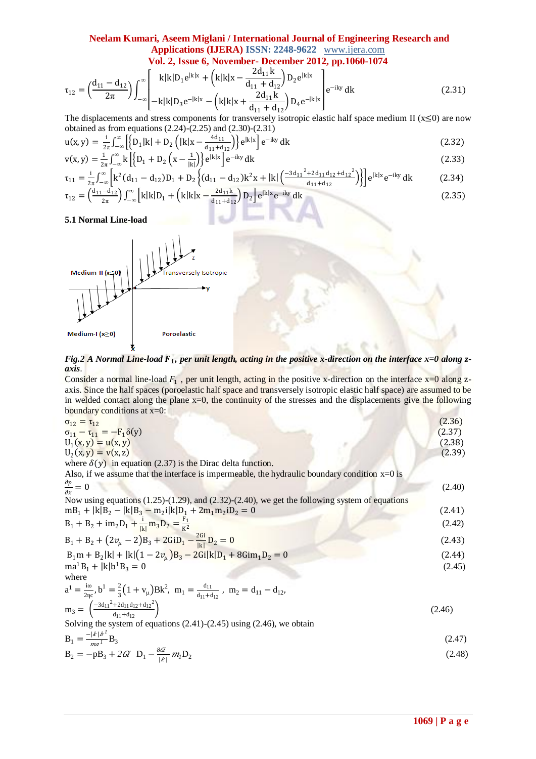$$\tau_{12} = \left(\frac{d_{11} - d_{12}}{2\pi}\right) \int_{-\infty}^{\infty} \begin{bmatrix} k|k|D_1 e^{|k|x} + \left(k|k|x - \dfrac{2d_{11}k}{d_{11} + d_{12}}\right) D_2 e^{|k|x} \\ -k|k|D_3 e^{-|k|x} - \left(k|k|x + \dfrac{2d_{11}k}{d_{11} + d_{12}}\right) D_4 e^{-|k|x} \end{bmatrix} e^{-iky}\, dk \tag{2.31}$$

The displacements and stress components for transversely isotropic elastic half space medium II ($x \leq 0$) are now obtained as from equations (2.24)-(2.25) and (2.30)-(2.31)

$$u(x, y) = \frac{i}{2\pi} \int_{-\infty}^{\infty} \left[\left\{D_1|k| + D_2\left(|k|x - \frac{4d_{11}}{d_{11}+d_{12}}\right)\right\} e^{|k|x}\right] e^{-iky}\, dk \tag{2.32}$$

$$v(x, y) = \frac{1}{2\pi} \int_{-\infty}^{\infty} k\left[\left\{D_1 + D_2\left(x - \frac{1}{|k|}\right)\right\} e^{|k|x}\right] e^{-iky}\, dk \tag{2.33}$$

$$\tau_{11} = \frac{i}{2\pi} \int_{-\infty}^{\infty} \left[k^2(d_{11} - d_{12})D_1 + D_2\left\{(d_{11} - d_{12})k^2 x + |k|\left(\frac{-3d_{11}^2 + 2d_{11}d_{12} + d_{12}^2}{d_{11}+d_{12}}\right)\right\}\right] e^{|k|x} e^{-iky}\, dk \tag{2.34}$$

$$\tau_{12} = \left(\frac{d_{11}-d_{12}}{2\pi}\right) \int_{-\infty}^{\infty} \left[k|k|D_1 + \left(k|k|x - \frac{2d_{11}k}{d_{11}+d_{12}}\right) D_2\right] e^{|k|x} e^{-iky}\, dk \tag{2.35}$$

### 5.1 Normal Line-load

***Fig.2 A Normal Line-load $F_1$, per unit length, acting in the positive x-direction on the interface x=0 along z-axis***.

Consider a normal line-load $F_1$, per unit length, acting in the positive x-direction on the interface x=0 along z-axis. Since the half spaces (poroelastic half space and transversely isotropic elastic half space) are assumed to be in welded contact along the plane x=0, the continuity of the stresses and the displacements give the following boundary conditions at x=0:

$$\sigma_{12} = \tau_{12} \tag{2.36}$$

$$\sigma_{11} - \tau_{11} = -F_1\delta(y) \tag{2.37}$$

$$U_1(x, y) = u(x, y) \tag{2.38}$$

$$U_2(x, y) = v(x, z) \tag{2.39}$$

where $\delta(y)$ in equation (2.37) is the Dirac delta function.

Also, if we assume that the interface is impermeable, the hydraulic boundary condition x=0 is

$$\frac{\partial p}{\partial x} = 0 \tag{2.40}$$

Now using equations (1.25)-(1.29), and (2.32)-(2.40), we get the following system of equations

$$mB_1 + |k|B_2 - |k|B_3 - m_2 i|k|D_1 + 2m_1 m_2 iD_2 = 0 \tag{2.41}$$

$$B_1 + B_2 + im_2 D_1 + \frac{i}{|k|} m_3 D_2 = \frac{F_1}{K^2} \tag{2.42}$$

$$B_1 + B_2 + (2v_\mu - 2)B_3 + 2GiD_1 - \frac{2Gi}{|k|} D_2 = 0 \tag{2.43}$$

$$B_1 m + B_2|k| + |k|(1 - 2v_\mu)B_3 - 2Gi|k|D_1 + 8Gim_1 D_2 = 0 \tag{2.44}$$

$$ma^1 B_1 + |k|b^1 B_3 = 0 \tag{2.45}$$

where

$$a^1 = \frac{i\omega}{2\eta c}, b^1 = \frac{2}{3}(1 + v_\mu)Bk^2,\ m_1 = \frac{d_{11}}{d_{11}+d_{12}},\ m_2 = d_{11} - d_{12},$$

$$m_3 = \left(\frac{-3d_{11}^2 + 2d_{11}d_{12} + d_{12}^2}{d_{11}+d_{12}}\right) \tag{2.46}$$

Solving the system of equations (2.41)-(2.45) using (2.46), we obtain

$$B_1 = \frac{-|k|b^1}{ma^1} B_3 \tag{2.47}$$

$$B_2 = -pB_3 + 2Gi\ D_1 - \frac{8Gi}{|k|} m_1 D_2 \tag{2.48}$$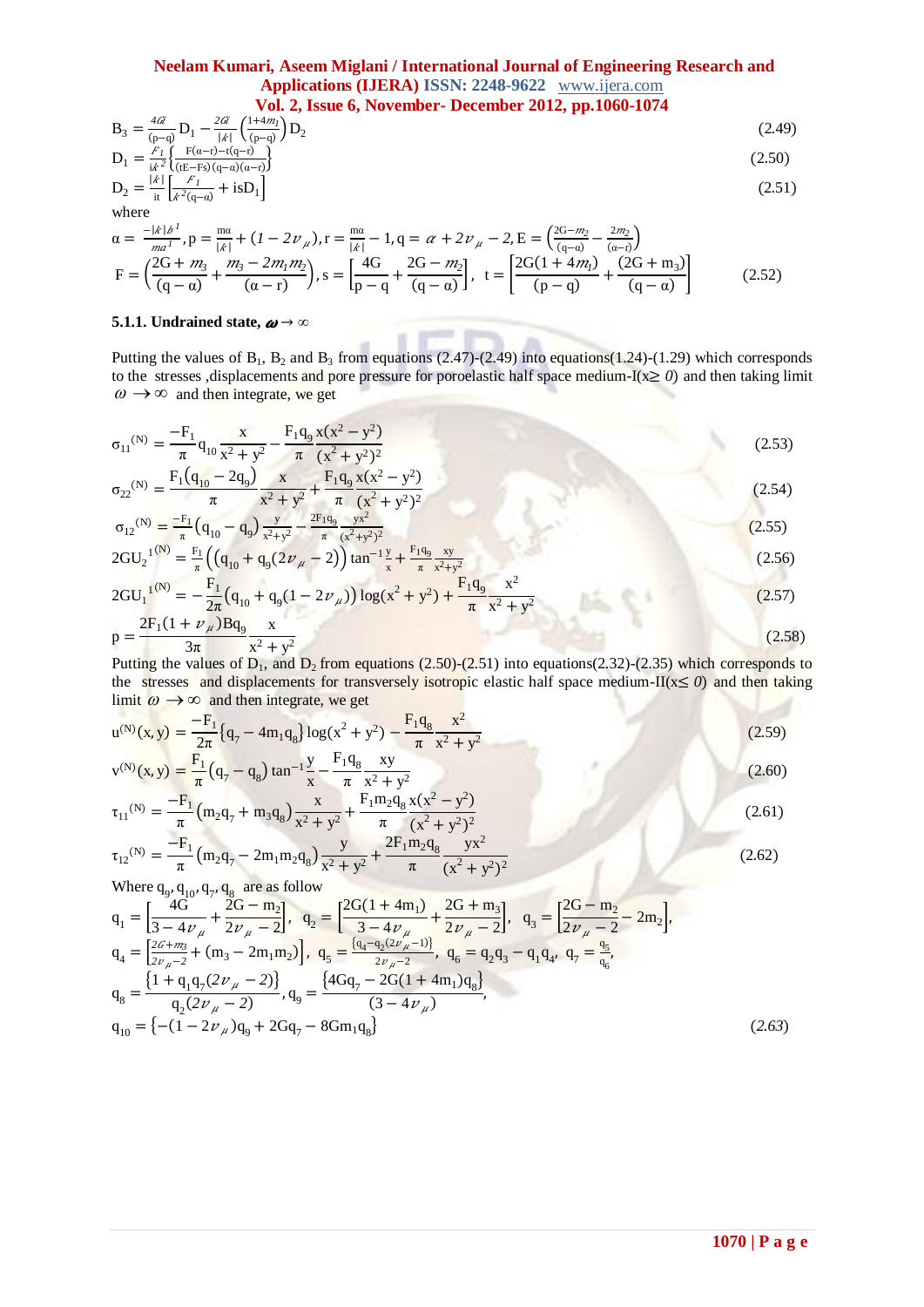$$B_3 = \frac{4G}{(p-q)} D_1 - \frac{2G}{|k|}\left(\frac{1+4m_1}{(p-q)}\right) D_2 \tag{2.49}$$

$$D_1 = \frac{F_1}{ik^2}\left\{\frac{F(\alpha-r)-t(q-r)}{(tE-Fs)(q-\alpha)(\alpha-r)}\right\} \tag{2.50}$$

$$D_2 = \frac{|k|}{it}\left[\frac{F_1}{k^2(q-\alpha)} + isD_1\right] \tag{2.51}$$

where

$$\alpha = \frac{-|k|b^1}{ma^1}, p = \frac{m\alpha}{|k|} + (1-2\nu_\mu), r = \frac{m\alpha}{|k|} - 1, q = \alpha + 2\nu_\mu - 2, E = \left(\frac{2G-m_2}{(q-\alpha)} - \frac{2m_2}{(\alpha-r)}\right)$$

$$F = \left(\frac{2G+m_3}{(q-\alpha)} + \frac{m_3 - 2m_1m_2}{(\alpha - r)}\right), s = \left[\frac{4G}{p-q} + \frac{2G - m_2}{(q-\alpha)}\right], \ t = \left[\frac{2G(1+4m_1)}{(p-q)} + \frac{(2G+m_3)}{(q-\alpha)}\right] \tag{2.52}$$

### 5.1.1. Undrained state, $\omega \to \infty$

Putting the values of $B_1$, $B_2$ and $B_3$ from equations (2.47)-(2.49) into equations(1.24)-(1.29) which corresponds to the stresses ,displacements and pore pressure for poroelastic half space medium-I($x \geq 0$) and then taking limit $\omega \to \infty$ and then integrate, we get

$$\sigma_{11}^{(N)} = \frac{-F_1}{\pi} q_{10} \frac{x}{x^2+y^2} - \frac{F_1 q_9}{\pi} \frac{x(x^2-y^2)}{(x^2+y^2)^2} \tag{2.53}$$

$$\sigma_{22}^{(N)} = \frac{F_1(q_{10} - 2q_9)}{\pi} \frac{x}{x^2+y^2} + \frac{F_1 q_9}{\pi} \frac{x(x^2-y^2)}{(x^2+y^2)^2} \tag{2.54}$$

$$\sigma_{12}^{(N)} = \frac{-F_1}{\pi}(q_{10} - q_9)\frac{y}{x^2+y^2} - \frac{2F_1 q_9}{\pi}\frac{yx^2}{(x^2+y^2)^2} \tag{2.55}$$

$$2GU_2{}^{1(N)} = \frac{F_1}{\pi}\left((q_{10} + q_9(2\nu_\mu - 2)\right) \tan^{-1}\frac{y}{x} + \frac{F_1 q_9}{\pi}\frac{xy}{x^2+y^2} \tag{2.56}$$

$$2GU_1{}^{1(N)} = -\frac{F_1}{2\pi}(q_{10} + q_9(1-2\nu_\mu))\log(x^2+y^2) + \frac{F_1 q_9}{\pi}\frac{x^2}{x^2+y^2} \tag{2.57}$$

$$p = \frac{2F_1(1+\nu_\mu)Bq_9}{3\pi}\frac{x}{x^2+y^2} \tag{2.58}$$

Putting the values of $D_1$, and $D_2$ from equations (2.50)-(2.51) into equations(2.32)-(2.35) which corresponds to the stresses and displacements for transversely isotropic elastic half space medium-II($x \leq 0$) and then taking limit $\omega \to \infty$ and then integrate, we get

$$u^{(N)}(x,y) = \frac{-F_1}{2\pi}\{q_7 - 4m_1q_8\}\log(x^2+y^2) - \frac{F_1 q_8}{\pi}\frac{x^2}{x^2+y^2} \tag{2.59}$$

$$v^{(N)}(x,y) = \frac{F_1}{\pi}(q_7 - q_8)\tan^{-1}\frac{y}{x} - \frac{F_1 q_8}{\pi}\frac{xy}{x^2+y^2} \tag{2.60}$$

$$\tau_{11}^{(N)} = \frac{-F_1}{\pi}(m_2q_7 + m_3q_8)\frac{x}{x^2+y^2} + \frac{F_1 m_2 q_8}{\pi}\frac{x(x^2-y^2)}{(x^2+y^2)^2} \tag{2.61}$$

$$\tau_{12}^{(N)} = \frac{-F_1}{\pi}(m_2q_7 - 2m_1m_2q_8)\frac{y}{x^2+y^2} + \frac{2F_1 m_2 q_8}{\pi}\frac{yx^2}{(x^2+y^2)^2} \tag{2.62}$$

Where $q_9, q_{10}, q_7, q_8$ are as follow

$$q_1 = \left[\frac{4G}{3-4\nu_\mu} + \frac{2G - m_2}{2\nu_\mu - 2}\right], \ q_2 = \left[\frac{2G(1+4m_1)}{3-4\nu_\mu} + \frac{2G+m_3}{2\nu_\mu - 2}\right], \ q_3 = \left[\frac{2G - m_2}{2\nu_\mu - 2} - 2m_2\right],$$

$$q_4 = \left[\frac{2G+m_3}{2\nu_\mu - 2} + (m_3 - 2m_1m_2)\right], \ q_5 = \frac{\{q_4 - q_2(2\nu_\mu - 1)\}}{2\nu_\mu - 2}, \ q_6 = q_2q_3 - q_1q_4, \ q_7 = \frac{q_5}{q_6},$$

$$q_8 = \frac{\{1 + q_1q_7(2\nu_\mu - 2)\}}{q_2(2\nu_\mu - 2)}, q_9 = \frac{\{4Gq_7 - 2G(1+4m_1)q_8\}}{(3-4\nu_\mu)},$$

$$q_{10} = \{-(1-2\nu_\mu)q_9 + 2Gq_7 - 8Gm_1q_8\} \tag{2.63}$$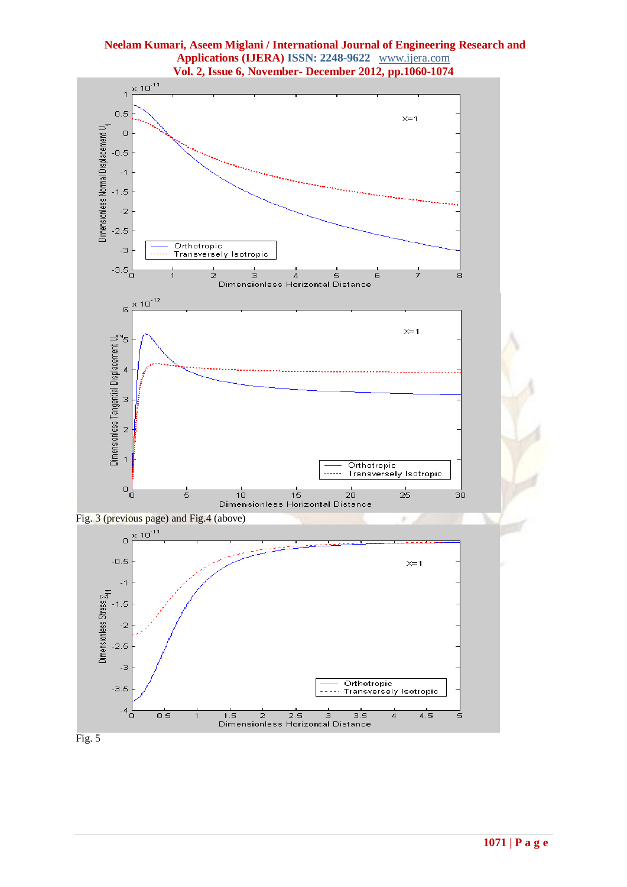Fig. 3 (previous page) and Fig.4 (above)

Fig. 5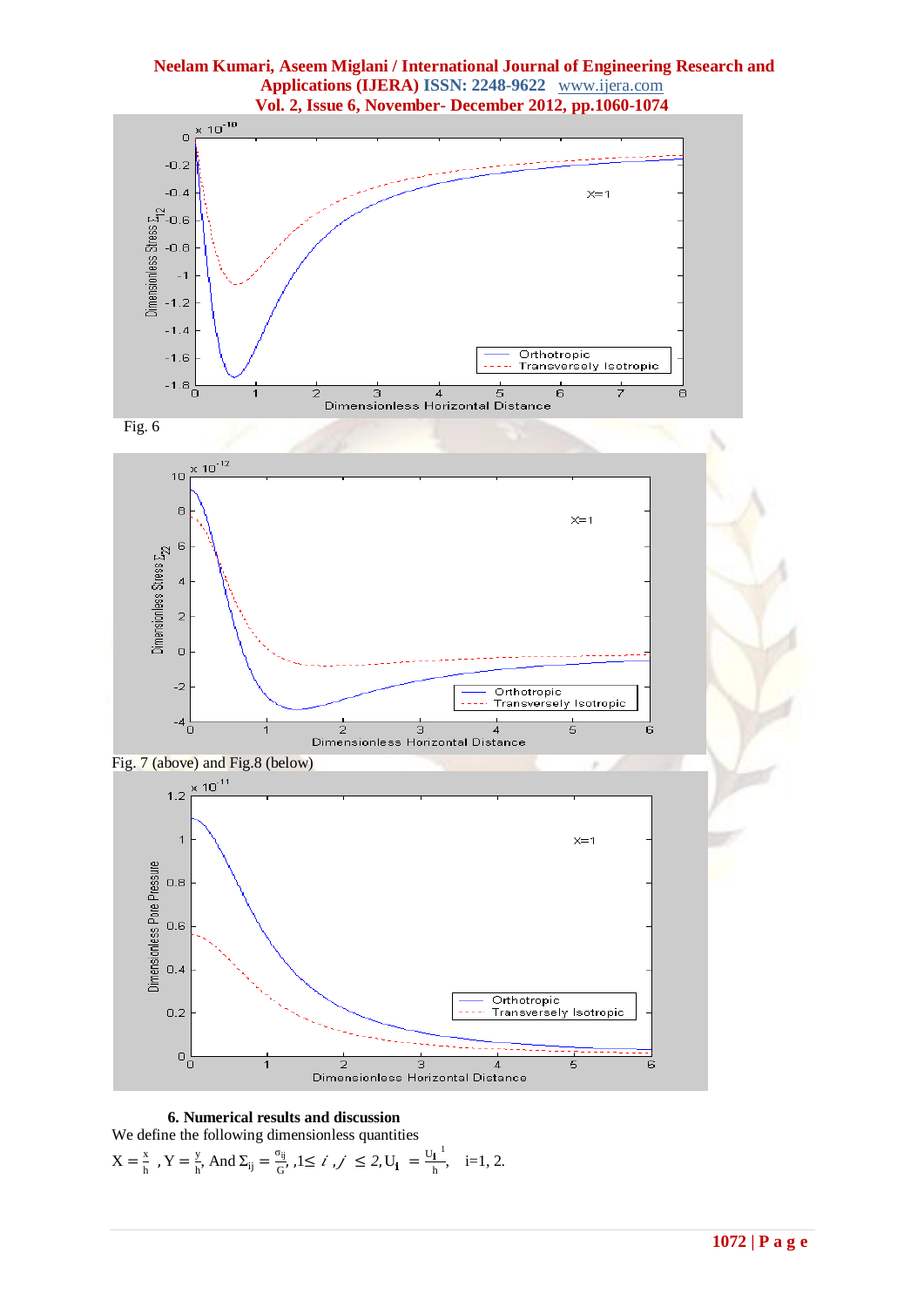Fig. 6

Fig. 7 (above) and Fig.8 (below)

### 6. Numerical results and discussion

We define the following dimensionless quantities

$X = \frac{x}{h}$ , $Y = \frac{y}{h}$, And $\Sigma_{ij} = \frac{\sigma_{ij}}{G}$, $1 \leq i , j \leq 2$, $U_i = \frac{U_i^{1}}{h}$, i=1, 2.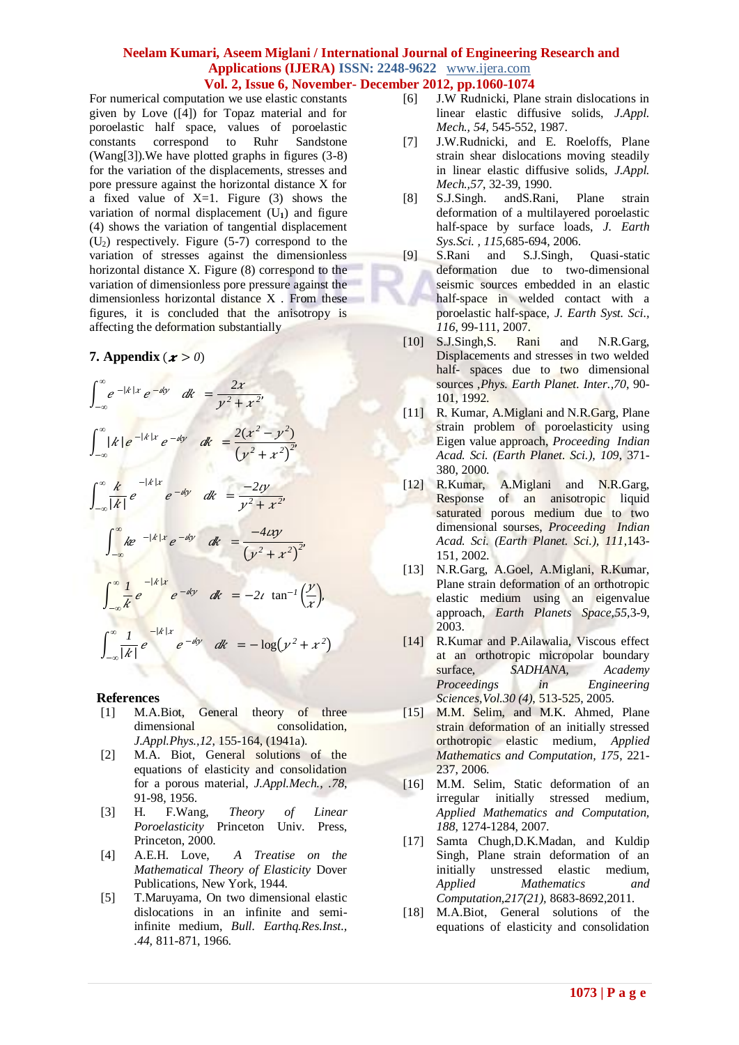For numerical computation we use elastic constants given by Love ([4]) for Topaz material and for poroelastic half space, values of poroelastic constants correspond to Ruhr Sandstone (Wang[3]).We have plotted graphs in figures (3-8) for the variation of the displacements, stresses and pore pressure against the horizontal distance X for a fixed value of X=1. Figure (3) shows the variation of normal displacement ($U_1$) and figure (4) shows the variation of tangential displacement ($U_2$) respectively. Figure (5-7) correspond to the variation of stresses against the dimensionless horizontal distance X. Figure (8) correspond to the variation of dimensionless pore pressure against the dimensionless horizontal distance X . From these figures, it is concluded that the anisotropy is affecting the deformation substantially

## 7. Appendix ($x > 0$)

$$\int_{-\infty}^{\infty} e^{-|k|x} e^{-iky} \quad dk \;=\frac{2x}{y^2+x^2},$$

$$\int_{-\infty}^{\infty} |k| e^{-|k|x} e^{-iky} \quad dk \;=\frac{2(x^2-y^2)}{\left(y^2+x^2\right)^2},$$

$$\int_{-\infty}^{\infty} \frac{k}{|k|} e^{-|k|x} e^{-iky} \quad dk \;=\frac{-2\iota y}{y^2+x^2},$$

$$\int_{-\infty}^{\infty} k e^{-|k|x} e^{-iky} \quad dk \;=\frac{-4\iota xy}{\left(y^2+x^2\right)^2},$$

$$\int_{-\infty}^{\infty} \frac{1}{k} e^{-|k|x} e^{-iky} \quad dk \;=-2\iota \tan^{-1}\left(\frac{y}{x}\right),$$

$$\int_{-\infty}^{\infty} \frac{1}{|k|} e^{-|k|x} e^{-iky} \quad dk \;=-\log\left(y^2+x^2\right)$$

## References

[1] M.A.Biot, General theory of three dimensional consolidation, *J.Appl.Phys.,12*, 155-164, (1941a).

[2] M.A. Biot, General solutions of the equations of elasticity and consolidation for a porous material, *J.Appl.Mech., .78*, 91-98, 1956.

[3] H. F.Wang, *Theory of Linear Poroelasticity* Princeton Univ. Press, Princeton, 2000.

[4] A.E.H. Love, *A Treatise on the Mathematical Theory of Elasticity* Dover Publications, New York, 1944.

[5] T.Maruyama, On two dimensional elastic dislocations in an infinite and semi-infinite medium, *Bull. Earthq.Res.Inst., .44*, 811-871, 1966.

[6] J.W Rudnicki, Plane strain dislocations in linear elastic diffusive solids, *J.Appl. Mech., 54*, 545-552, 1987.

[7] J.W.Rudnicki, and E. Roeloffs, Plane strain shear dislocations moving steadily in linear elastic diffusive solids, *J.Appl. Mech.,57*, 32-39, 1990.

[8] S.J.Singh. andS.Rani, Plane strain deformation of a multilayered poroelastic half-space by surface loads, *J. Earth Sys.Sci. , 115*,685-694, 2006.

[9] S.Rani and S.J.Singh, Quasi-static deformation due to two-dimensional seismic sources embedded in an elastic half-space in welded contact with a poroelastic half-space, *J. Earth Syst. Sci., 116*, 99-111, 2007.

[10] S.J.Singh,S. Rani and N.R.Garg, Displacements and stresses in two welded half- spaces due to two dimensional sources ,*Phys. Earth Planet. Inter.,70*, 90-101, 1992.

[11] R. Kumar, A.Miglani and N.R.Garg, Plane strain problem of poroelasticity using Eigen value approach, *Proceeding Indian Acad. Sci. (Earth Planet. Sci.), 109*, 371-380, 2000.

[12] R.Kumar, A.Miglani and N.R.Garg, Response of an anisotropic liquid saturated porous medium due to two dimensional sourses, *Proceeding Indian Acad. Sci. (Earth Planet. Sci.), 111*,143-151, 2002.

[13] N.R.Garg, A.Goel, A.Miglani, R.Kumar, Plane strain deformation of an orthotropic elastic medium using an eigenvalue approach, *Earth Planets Space,55*,3-9, 2003.

[14] R.Kumar and P.Ailawalia, Viscous effect at an orthotropic micropolar boundary surface, *SADHANA, Academy Proceedings in Engineering Sciences,Vol.30 (4)*, 513-525, 2005.

[15] M.M. Selim, and M.K. Ahmed, Plane strain deformation of an initially stressed orthotropic elastic medium, *Applied Mathematics and Computation, 175*, 221-237, 2006.

[16] M.M. Selim, Static deformation of an irregular initially stressed medium, *Applied Mathematics and Computation, 188*, 1274-1284, 2007.

[17] Samta Chugh,D.K.Madan, and Kuldip Singh, Plane strain deformation of an initially unstressed elastic medium, *Applied Mathematics and Computation,217(21)*, 8683-8692,2011.

[18] M.A.Biot, General solutions of the equations of elasticity and consolidation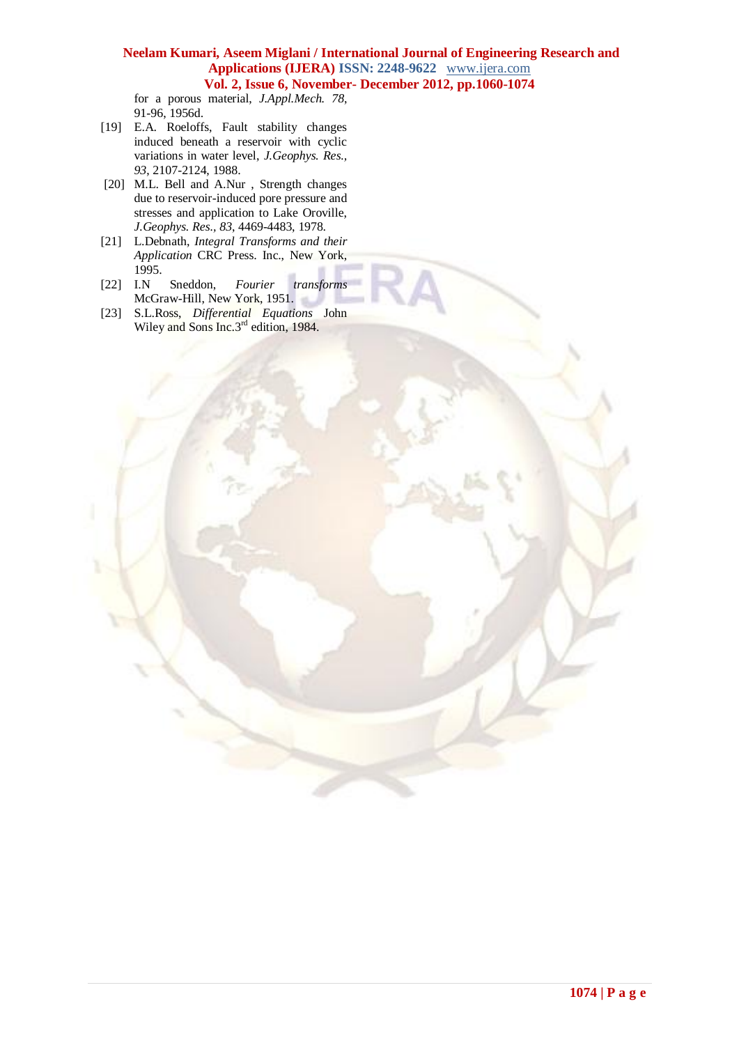for a porous material, *J.Appl.Mech. 78*, 91-96, 1956d.

[19] E.A. Roeloffs, Fault stability changes induced beneath a reservoir with cyclic variations in water level, *J.Geophys. Res., 93*, 2107-2124, 1988.

[20] M.L. Bell and A.Nur , Strength changes due to reservoir-induced pore pressure and stresses and application to Lake Oroville, *J.Geophys. Res., 83*, 4469-4483, 1978.

[21] L.Debnath, *Integral Transforms and their Application* CRC Press. Inc., New York, 1995.

[22] I.N Sneddon, *Fourier transforms* McGraw-Hill, New York, 1951.

[23] S.L.Ross, *Differential Equations* John Wiley and Sons Inc.3rd edition, 1984.